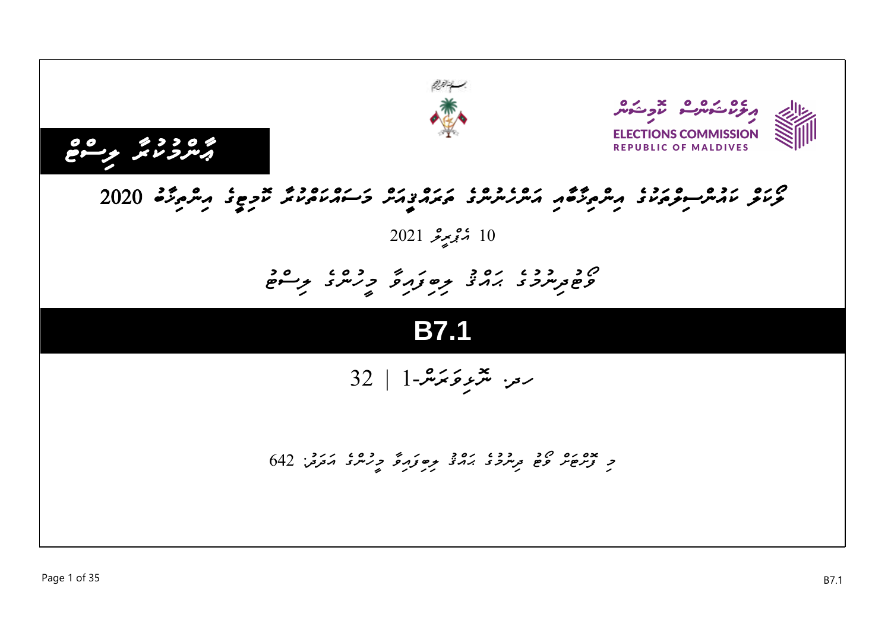بِسْمِ اللَّهِ الرَّحْمَنِ الرَّحِيم

އިލެކްޝަންސް ކޮމިޝަން

ELECTIONS COMMISSION
REPUBLIC OF MALDIVES

# އާންމުކޮށް ލިސްޓް

## ލޯކަލް ކައުންސިލްތަކުގެ އިންތިޚާބީ އަންހެނުންގެ ތަރައްޤީއަށް މަސައްކަތްކުރާ ކޮމިޓީގެ އިންތިޚާބު 2020

10 އޭޕްރިލް 2021

ވޯޓުދިނުމުގެ ޙައްޤު ލިބިވަޑައިގަތް މީހުންގެ ލިސްޓު

# B7.1

ހދ. ނޮޅިވަރަން-1 | 32

މި ފޮށިން ވޯޓު ދިނުމުގެ ޙައްޤު ލިބިވަޑައިގަތް މީހުންގެ އަދަދު: 642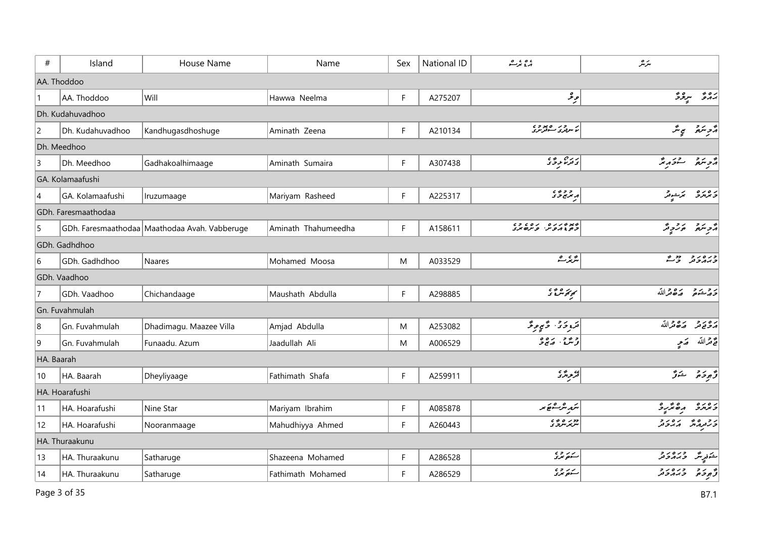| # | Island | House Name | Name | Sex | National ID | ގެއްގެ ނަން | ނަން |
|---|---|---|---|---|---|---|---|
| AA. Thoddoo | | | | | | | |
| 1 | AA. Thoddoo | Will | Hawwa Neelma | F | A275207 | ވިލް | ހައްވާ ނީލްމާ |
| Dh. Kudahuvadhoo | | | | | | | |
| 2 | Dh. Kudahuvadhoo | Kandhugasdhoshuge | Aminath Zeena | F | A210134 | ކަނދުގަސްދޮށުގެ | އާމިނަތު ޒީނާ |
| Dh. Meedhoo | | | | | | | |
| 3 | Dh. Meedhoo | Gadhakoalhimaage | Aminath Sumaira | F | A307438 | ގަދަކޮޅިމާގެ | އާމިނަތު ސުމައިރާ |
| GA. Kolamaafushi | | | | | | | |
| 4 | GA. Kolamaafushi | Iruzumaage | Mariyam Rasheed | F | A225317 | އިރުޒުމާގެ | މަރިޔަމް ރަޝީދު |
| GDh. Faresmaathodaa | | | | | | | |
| 5 | GDh. Faresmaathodaa | Maathodaa Avah. Vabberuge | Aminath Thahumeedha | F | A158611 | މާތޮޑާ އަވަސް. ވަބްބެރުގެ | އާމިނަތު ތަހުމީދާ |
| GDh. Gadhdhoo | | | | | | | |
| 6 | GDh. Gadhdhoo | Naares | Mohamed Moosa | M | A033529 | ނާރެސް | މުހައްމަދު މޫސާ |
| GDh. Vaadhoo | | | | | | | |
| 7 | GDh. Vaadhoo | Chichandaage | Maushath Abdulla | F | A298885 | ޗިޗަންދާގެ | މައުޝަތު އަބްދުﷲ |
| Gn. Fuvahmulah | | | | | | | |
| 8 | Gn. Fuvahmulah | Dhadimagu. Maazee Villa | Amjad Abdulla | M | A253082 | ދަދިމަގު. މާޒީ ވިލާ | އަމްޖަދު އަބްދުﷲ |
| 9 | Gn. Fuvahmulah | Funaadu. Azum | Jaadullah Ali | M | A006529 | ފުނާދު. އަޒުމް | ޖާދުﷲ އަލި |
| HA. Baarah | | | | | | | |
| 10 | HA. Baarah | Dheyliyaage | Fathimath Shafa | F | A259911 | ދޭލިޔާގެ | ފާތިމަތު ޝަފާ |
| HA. Hoarafushi | | | | | | | |
| 11 | HA. Hoarafushi | Nine Star | Mariyam Ibrahim | F | A085878 | ނައިންސްޓާރ | މަރިޔަމް އިބްރާހީމް |
| 12 | HA. Hoarafushi | Nooranmaage | Mahudhiyya Ahmed | F | A260443 | ނޫރަންމާގެ | މަހުދިއްޔާ އަހުމަދު |
| HA. Thuraakunu | | | | | | | |
| 13 | HA. Thuraakunu | Satharuge | Shazeena Mohamed | F | A286528 | ސަތަރުގެ | ޝަޒީނާ މުހައްމަދު |
| 14 | HA. Thuraakunu | Satharuge | Fathimath Mohamed | F | A286529 | ސަތަރުގެ | ފާތިމަތު މުހައްމަދު |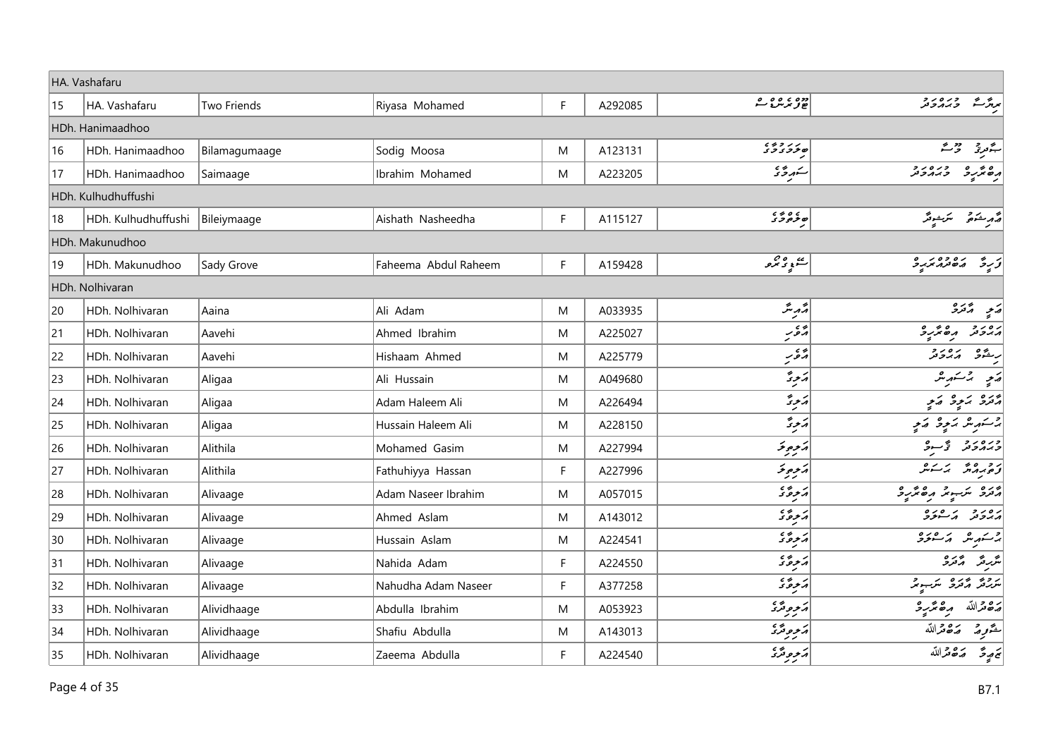| | | | | | | | |
|---|---|---|---|---|---|---|---|
| HA. Vashafaru | | | | | | | |
| 15 | HA. Vashafaru | Two Friends | Riyasa Mohamed | F | A292085 | ޓޫ ފްރެންޑްސް | ރިޔާސާ މުޙައްމަދު |
| HDh. Hanimaadhoo | | | | | | | |
| 16 | HDh. Hanimaadhoo | Bilamagumaage | Sodig Moosa | M | A123131 | ބިލަމަގުމާގެ | ސާދިޤު މޫސާ |
| 17 | HDh. Hanimaadhoo | Saimaage | Ibrahim Mohamed | M | A223205 | ސައިމާގެ | އިބްރާހީމް މުޙައްމަދު |
| HDh. Kulhudhuffushi | | | | | | | |
| 18 | HDh. Kulhudhuffushi | Bileiymaage | Aishath Nasheedha | F | A115127 | ބިލޭމާގެ | އާއިޝަތު ނަޝީދާ |
| HDh. Makunudhoo | | | | | | | |
| 19 | HDh. Makunudhoo | Sady Grove | Faheema Abdul Raheem | F | A159428 | ސޭޑީ ގްރޮވް | ފަހީމާ ޢަބްދުއްރަޙީމް |
| HDh. Nolhivaran | | | | | | | |
| 20 | HDh. Nolhivaran | Aaina | Ali Adam | M | A033935 | އާއިނާ | ޢަލީ އާދަމް |
| 21 | HDh. Nolhivaran | Aavehi | Ahmed Ibrahim | M | A225027 | އާވެހި | އަޙްމަދު އިބްރާހީމް |
| 22 | HDh. Nolhivaran | Aavehi | Hishaam Ahmed | M | A225779 | އާވެހި | ހިޝާމް އަޙްމަދު |
| 23 | HDh. Nolhivaran | Aligaa | Ali Hussain | M | A049680 | އަލިގާ | ޢަލީ ޙުސައިން |
| 24 | HDh. Nolhivaran | Aligaa | Adam Haleem Ali | M | A226494 | އަލިގާ | އާދަމް ޙަލީމް ޢަލީ |
| 25 | HDh. Nolhivaran | Aligaa | Hussain Haleem Ali | M | A228150 | އަލިގާ | ޙުސައިން ޙަލީމް ޢަލީ |
| 26 | HDh. Nolhivaran | Alithila | Mohamed Gasim | M | A227994 | އަލިތިލަ | މުޙައްމަދު ޤާސިމް |
| 27 | HDh. Nolhivaran | Alithila | Fathuhiyya Hassan | F | A227996 | އަލިތިލަ | ފަތުހިއްޔާ ޙަސަން |
| 28 | HDh. Nolhivaran | Alivaage | Adam Naseer Ibrahim | M | A057015 | އަލިވާގެ | އާދަމް ނަސީރު އިބްރާހީމް |
| 29 | HDh. Nolhivaran | Alivaage | Ahmed Aslam | M | A143012 | އަލިވާގެ | އަޙްމަދު އަސްލަމް |
| 30 | HDh. Nolhivaran | Alivaage | Hussain Aslam | M | A224541 | އަލިވާގެ | ޙުސައިން އަސްލަމް |
| 31 | HDh. Nolhivaran | Alivaage | Nahida Adam | F | A224550 | އަލިވާގެ | ނާހިދާ އާދަމް |
| 32 | HDh. Nolhivaran | Alivaage | Nahudha Adam Naseer | F | A377258 | އަލިވާގެ | ނަހުދާ އާދަމް ނަސީރު |
| 33 | HDh. Nolhivaran | Alividhaage | Abdulla Ibrahim | M | A053923 | އަލިވިދާގެ | ޢަބްދުﷲ އިބްރާހީމް |
| 34 | HDh. Nolhivaran | Alividhaage | Shafiu Abdulla | M | A143013 | އަލިވިދާގެ | ޝާފިޢު ޢަބްދުﷲ |
| 35 | HDh. Nolhivaran | Alividhaage | Zaeema Abdulla | F | A224540 | އަލިވިދާގެ | ޒަޢީމާ ޢަބްދުﷲ |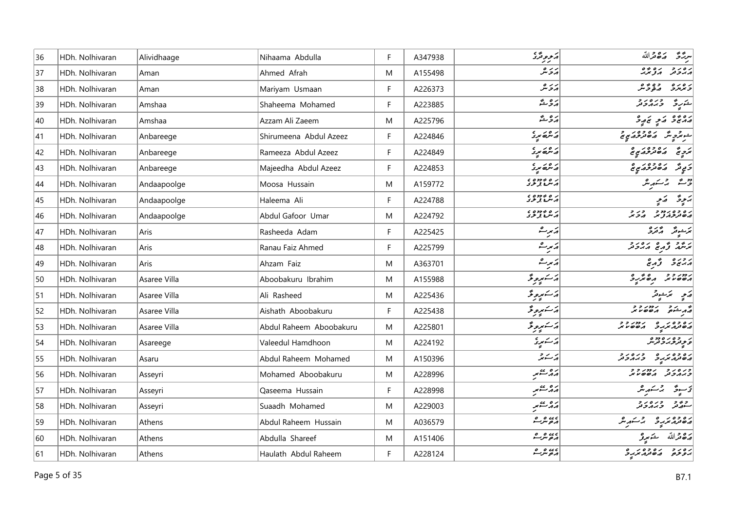| 36 | HDh. Nolhivaran | Alividhaage | Nihaama Abdulla | F | A347938 | އަލިވިދާގެ | ނިހާމާ އަބްދުﷲ |
|---|---|---|---|---|---|---|---|
| 37 | HDh. Nolhivaran | Aman | Ahmed Afrah | M | A155498 | އަމަން | އަޙްމަދު އަފްރާހް |
| 38 | HDh. Nolhivaran | Aman | Mariyam Usmaan | F | A226373 | އަމަން | މަރިޔަމް އުސްމާން |
| 39 | HDh. Nolhivaran | Amshaa | Shaheema Mohamed | F | A223885 | އަމްޝާ | ޝަހީމާ މުޙައްމަދު |
| 40 | HDh. Nolhivaran | Amshaa | Azzam Ali Zaeem | M | A225796 | އަމްޝާ | އައްޒާމް އަލި ޒައީމް |
| 41 | HDh. Nolhivaran | Anbareege | Shirumeena Abdul Azeez | F | A224846 | އަންބަރީގެ | ޝިރުމީނާ އަބްދުލްއަޒީޒު |
| 42 | HDh. Nolhivaran | Anbareege | Rameeza Abdul Azeez | F | A224849 | އަންބަރީގެ | ރަމީޒާ އަބްދުލްއަޒީޒު |
| 43 | HDh. Nolhivaran | Anbareege | Majeedha Abdul Azeez | F | A224853 | އަންބަރީގެ | މަޖީދާ އަބްދުލްއަޒީޒު |
| 44 | HDh. Nolhivaran | Andaapoolge | Moosa Hussain | M | A159772 | އަންދާޕޫލްގެ | މޫސާ ހުސައިން |
| 45 | HDh. Nolhivaran | Andaapoolge | Haleema Ali | F | A224788 | އަންދާޕޫލްގެ | ހަލީމާ އަލި |
| 46 | HDh. Nolhivaran | Andaapoolge | Abdul Gafoor Umar | M | A224792 | އަންދާޕޫލްގެ | އަބްދުލްޣަފޫރު އުމަރު |
| 47 | HDh. Nolhivaran | Aris | Rasheeda Adam | F | A225425 | އަރިސް | ރަޝީދާ އާދަމް |
| 48 | HDh. Nolhivaran | Aris | Ranau Faiz Ahmed | F | A225799 | އަރިސް | ރަނައު ފާއިޒް އަޙްމަދު |
| 49 | HDh. Nolhivaran | Aris | Ahzam Faiz | M | A363701 | އަރިސް | އަޙްޒަމް ފާއިޒް |
| 50 | HDh. Nolhivaran | Asaree Villa | Aboobakuru Ibrahim | M | A155988 | އަސަރީވިލާ | އަބޫބަކުރު އިބްރާހިމް |
| 51 | HDh. Nolhivaran | Asaree Villa | Ali Rasheed | M | A225436 | އަސަރީވިލާ | އަލި ރަޝީދު |
| 52 | HDh. Nolhivaran | Asaree Villa | Aishath Aboobakuru | F | A225438 | އަސަރީވިލާ | އާއިޝަތު އަބޫބަކުރު |
| 53 | HDh. Nolhivaran | Asaree Villa | Abdul Raheem Aboobakuru | M | A225801 | އަސަރީވިލާ | އަބްދުއްރަޙީމް އަބޫބަކުރު |
| 54 | HDh. Nolhivaran | Asareege | Valeedul Hamdhoon | M | A224192 | އަސަރީގެ | ވަލީދުލްހަމްދޫން |
| 55 | HDh. Nolhivaran | Asaru | Abdul Raheem Mohamed | M | A150396 | އަސަރު | އަބްދުއްރަޙީމް މުޙައްމަދު |
| 56 | HDh. Nolhivaran | Asseyri | Mohamed Aboobakuru | M | A228996 | އައްސޭރި | މުޙައްމަދު އަބޫބަކުރު |
| 57 | HDh. Nolhivaran | Asseyri | Qaseema Hussain | F | A228998 | އައްސޭރި | ޤަސީމާ ހުސައިން |
| 58 | HDh. Nolhivaran | Asseyri | Suaadh Mohamed | M | A229003 | އައްސޭރި | ސުޢާދު މުޙައްމަދު |
| 59 | HDh. Nolhivaran | Athens | Abdul Raheem Hussain | M | A036579 | އެތެންސް | އަބްދުއްރަޙީމް ހުސައިން |
| 60 | HDh. Nolhivaran | Athens | Abdulla Shareef | M | A151406 | އެތެންސް | އަބްދުﷲ ޝަރީފު |
| 61 | HDh. Nolhivaran | Athens | Haulath Abdul Raheem | F | A228124 | އެތެންސް | ހަޢުލަތު އަބްދުއްރަޙީމް |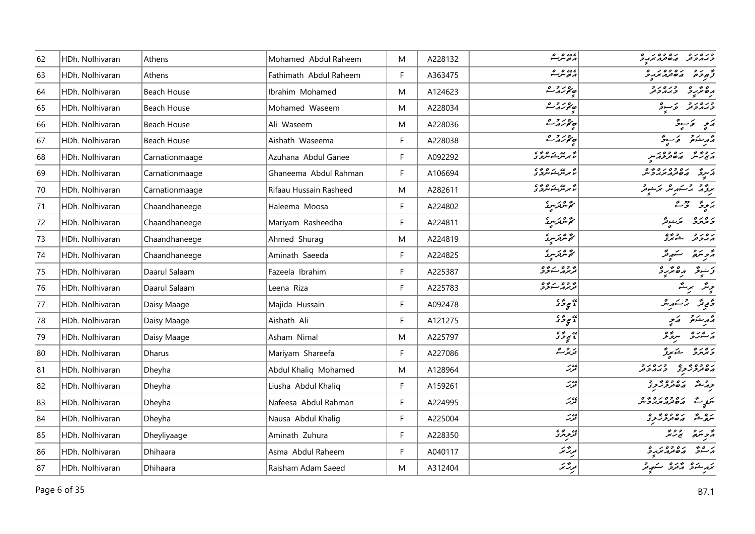| 62 | HDh. Nolhivaran | Athens | Mohamed Abdul Raheem | M | A228132 | އެތެންސް | މުހައްމަދު އަބްދުއްރަޙީމް |
|---|---|---|---|---|---|---|---|
| 63 | HDh. Nolhivaran | Athens | Fathimath Abdul Raheem | F | A363475 | އެތެންސް | ފާތިމަތު އަބްދުއްރަޙީމް |
| 64 | HDh. Nolhivaran | Beach House | Ibrahim Mohamed | M | A124623 | ބީޗްހައުސް | އިބްރާހީމް މުހައްމަދު |
| 65 | HDh. Nolhivaran | Beach House | Mohamed Waseem | M | A228034 | ބީޗްހައުސް | މުހައްމަދު ވަސީމް |
| 66 | HDh. Nolhivaran | Beach House | Ali Waseem | M | A228036 | ބީޗްހައުސް | އަލި ވަސީމް |
| 67 | HDh. Nolhivaran | Beach House | Aishath Waseema | F | A228038 | ބީޗްހައުސް | އައިޝަތު ވަސީމާ |
| 68 | HDh. Nolhivaran | Carnationmaage | Azuhana Abdul Ganee | F | A092292 | ކާނޭޝަންމާގެ | އަޒުހާނާ އަބްދުލްޣަނީ |
| 69 | HDh. Nolhivaran | Carnationmaage | Ghaneema Abdul Rahman | F | A106694 | ކާނޭޝަންމާގެ | ޣަނީމާ އަބްދުއްރަޙްމާން |
| 70 | HDh. Nolhivaran | Carnationmaage | Rifaau Hussain Rasheed | M | A282611 | ކާނޭޝަންމާގެ | ރިފާއު ހުސައިން ރަޝީދު |
| 71 | HDh. Nolhivaran | Chaandhaneege | Haleema Moosa | F | A224802 | ޗާންދަނީގެ | ހަލީމާ މޫސާ |
| 72 | HDh. Nolhivaran | Chaandhaneege | Mariyam Rasheedha | F | A224811 | ޗާންދަނީގެ | މަރިޔަމް ރަޝީދާ |
| 73 | HDh. Nolhivaran | Chaandhaneege | Ahmed Shurag | M | A224819 | ޗާންދަނީގެ | އަހްމަދު ޝުރާގް |
| 74 | HDh. Nolhivaran | Chaandhaneege | Aminath Saeeda | F | A224825 | ޗާންދަނީގެ | އާމިނަތު ސައީދާ |
| 75 | HDh. Nolhivaran | Daarul Salaam | Fazeela Ibrahim | F | A225387 | ދާރުއްސަލާމް | ފަޒީލާ އިބްރާހީމް |
| 76 | HDh. Nolhivaran | Daarul Salaam | Leena Riza | F | A225783 | ދާރުއްސަލާމް | ލީނާ ރިޒާ |
| 77 | HDh. Nolhivaran | Daisy Maage | Majida Hussain | F | A092478 | ޑޭޒީމާގެ | މާޖިދާ ހުސައިން |
| 78 | HDh. Nolhivaran | Daisy Maage | Aishath Ali | F | A121275 | ޑޭޒީމާގެ | އައިޝަތު އަލި |
| 79 | HDh. Nolhivaran | Daisy Maage | Asham Nimal | M | A225797 | ޑޭޒީމާގެ | އަޝަމް ނިމާލް |
| 80 | HDh. Nolhivaran | Dharus | Mariyam Shareefa | F | A227086 | ދަރުސް | މަރިޔަމް ޝަރީފާ |
| 81 | HDh. Nolhivaran | Dheyha | Abdul Khaliq Mohamed | M | A128964 | ދޭހަ | އަބްދުލްޚާލިޤު މުހައްމަދު |
| 82 | HDh. Nolhivaran | Dheyha | Liusha Abdul Khaliq | F | A159261 | ދޭހަ | ލިއުޝާ އަބްދުލްޚާލިޤު |
| 83 | HDh. Nolhivaran | Dheyha | Nafeesa Abdul Rahman | F | A224995 | ދޭހަ | ނަފީސާ އަބްދުއްރަޙްމާން |
| 84 | HDh. Nolhivaran | Dheyha | Nausa Abdul Khalig | F | A225004 | ދޭހަ | ނައުސާ އަބްދުލްޚާލިގު |
| 85 | HDh. Nolhivaran | Dheyliyaage | Aminath Zuhura | F | A228350 | ދޭލިޔާގެ | އާމިނަތު ޒުހުރާ |
| 86 | HDh. Nolhivaran | Dhihaara | Asma Abdul Raheem | F | A040117 | ދިހާރަ | އަސްމާ އަބްދުއްރަޙީމް |
| 87 | HDh. Nolhivaran | Dhihaara | Raisham Adam Saeed | M | A312404 | ދިހާރަ | ރައިޝަމް އާދަމް ސައީދު |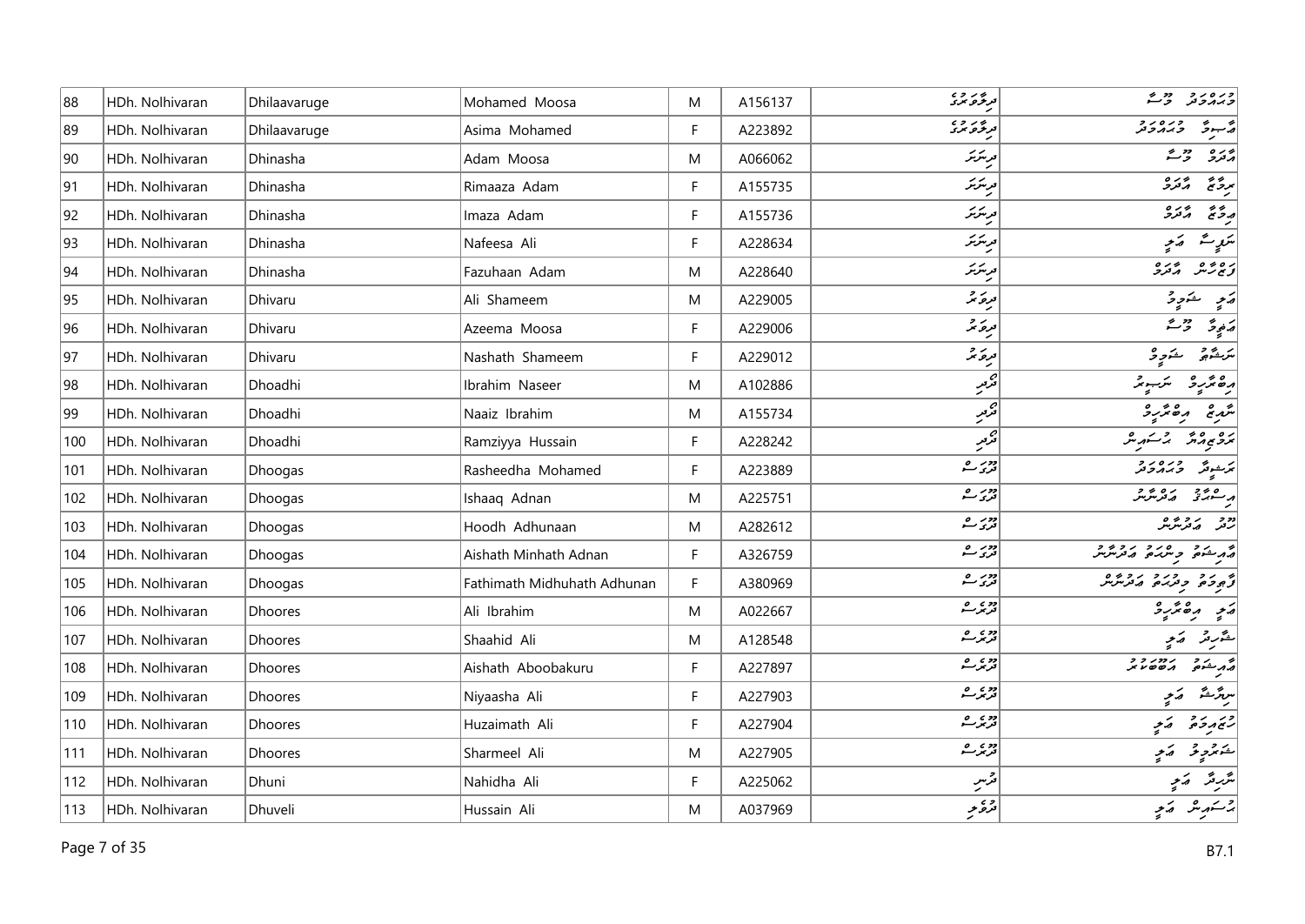| 88 | HDh. Nolhivaran | Dhilaavaruge | Mohamed Moosa | M | A156137 | ދިލާވަރުގެ | މުޙައްމަދު މޫސާ |
|---|---|---|---|---|---|---|---|
| 89 | HDh. Nolhivaran | Dhilaavaruge | Asima Mohamed | F | A223892 | ދިލާވަރުގެ | އާސިމާ މުޙައްމަދު |
| 90 | HDh. Nolhivaran | Dhinasha | Adam Moosa | M | A066062 | ދިނަޝަ | އާދަމް މޫސާ |
| 91 | HDh. Nolhivaran | Dhinasha | Rimaaza Adam | F | A155735 | ދިނަޝަ | ރިމާޒާ އާދަމް |
| 92 | HDh. Nolhivaran | Dhinasha | Imaza Adam | F | A155736 | ދިނަޝަ | އިމާޒާ އާދަމް |
| 93 | HDh. Nolhivaran | Dhinasha | Nafeesa Ali | F | A228634 | ދިނަޝަ | ނަފީސާ އަލި |
| 94 | HDh. Nolhivaran | Dhinasha | Fazuhaan Adam | M | A228640 | ދިނަޝަ | ފަޒުހާން އާދަމް |
| 95 | HDh. Nolhivaran | Dhivaru | Ali Shameem | M | A229005 | ދިވަރު | އަލި ޝަމީމް |
| 96 | HDh. Nolhivaran | Dhivaru | Azeema Moosa | F | A229006 | ދިވަރު | އަޒީމާ މޫސާ |
| 97 | HDh. Nolhivaran | Dhivaru | Nashath Shameem | F | A229012 | ދިވަރު | ނަޝާތު ޝަމީމް |
| 98 | HDh. Nolhivaran | Dhoadhi | Ibrahim Naseer | M | A102886 | ދޯދި | އިބްރާހީމް ނަސީރު |
| 99 | HDh. Nolhivaran | Dhoadhi | Naaiz Ibrahim | M | A155734 | ދޯދި | ނާއިޒް އިބްރާހީމް |
| 100 | HDh. Nolhivaran | Dhoadhi | Ramziyya Hussain | F | A228242 | ދޯދި | ރަމްޒިއްޔާ ޙުސައިން |
| 101 | HDh. Nolhivaran | Dhoogas | Rasheedha Mohamed | F | A223889 | ދޫގަސް | ރަޝީދާ މުޙައްމަދު |
| 102 | HDh. Nolhivaran | Dhoogas | Ishaaq Adnan | M | A225751 | ދޫގަސް | އިސްޙާޤު އަދުނާން |
| 103 | HDh. Nolhivaran | Dhoogas | Hoodh Adhunaan | M | A282612 | ދޫގަސް | ހޫދު އަދުނާން |
| 104 | HDh. Nolhivaran | Dhoogas | Aishath Minhath Adnan | F | A326759 | ދޫގަސް | އައިޝަތު މިންހަތު އަދުނާން |
| 105 | HDh. Nolhivaran | Dhoogas | Fathimath Midhuhath Adhunan | F | A380969 | ދޫގަސް | ފާތިމަތު މިދުހަތު އަދުނާން |
| 106 | HDh. Nolhivaran | Dhoores | Ali Ibrahim | M | A022667 | ދޫރެސް | އަލި އިބްރާހީމް |
| 107 | HDh. Nolhivaran | Dhoores | Shaahid Ali | M | A128548 | ދޫރެސް | ޝާހިދު އަލި |
| 108 | HDh. Nolhivaran | Dhoores | Aishath Aboobakuru | F | A227897 | ދޫރެސް | އައިޝަތު އަބޫބަކުރު |
| 109 | HDh. Nolhivaran | Dhoores | Niyaasha Ali | F | A227903 | ދޫރެސް | ނިޔާޝާ އަލި |
| 110 | HDh. Nolhivaran | Dhoores | Huzaimath Ali | F | A227904 | ދޫރެސް | ހުޒައިމަތު އަލި |
| 111 | HDh. Nolhivaran | Dhoores | Sharmeel Ali | M | A227905 | ދޫރެސް | ޝަރުމީލު އަލި |
| 112 | HDh. Nolhivaran | Dhuni | Nahidha Ali | F | A225062 | ދުނި | ނާހިދާ އަލި |
| 113 | HDh. Nolhivaran | Dhuveli | Hussain Ali | M | A037969 | ދުވެލި | ހުސައިން އަލި |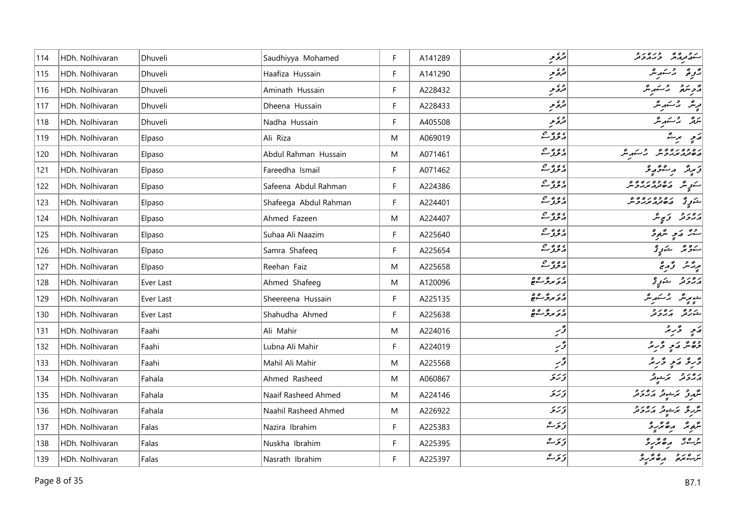| 114 | HDh. Nolhivaran | Dhuveli | Saudhiyya Mohamed | F | A141289 | ދުވެލި | ސައުދިއްޔާ މުހައްމަދު |
|---|---|---|---|---|---|---|---|
| 115 | HDh. Nolhivaran | Dhuveli | Haafiza Hussain | F | A141290 | ދުވެލި | ހާފިޒާ ހުސައިން |
| 116 | HDh. Nolhivaran | Dhuveli | Aminath Hussain | F | A228432 | ދުވެލި | އާމިނަތު ހުސައިން |
| 117 | HDh. Nolhivaran | Dhuveli | Dheena Hussain | F | A228433 | ދުވެލި | ދީނާ ހުސައިން |
| 118 | HDh. Nolhivaran | Dhuveli | Nadha Hussain | F | A405508 | ދުވެލި | ނަދާ ހުސައިން |
| 119 | HDh. Nolhivaran | Elpaso | Ali Riza | M | A069019 | އެލްޕާސޯ | އަލި ރިޟާ |
| 120 | HDh. Nolhivaran | Elpaso | Abdul Rahman Hussain | M | A071461 | އެލްޕާސޯ | އަބްދުއްރަޙްމާން ހުސައިން |
| 121 | HDh. Nolhivaran | Elpaso | Fareedha Ismail | F | A071462 | އެލްޕާސޯ | ފަރީދާ އިސްމާޢީލް |
| 122 | HDh. Nolhivaran | Elpaso | Safeena Abdul Rahman | F | A224386 | އެލްޕާސޯ | ސަފީނާ އަބްދުއްރަޙްމާން |
| 123 | HDh. Nolhivaran | Elpaso | Shafeega Abdul Rahman | F | A224401 | އެލްޕާސޯ | ޝަފީގާ އަބްދުއްރަޙްމާން |
| 124 | HDh. Nolhivaran | Elpaso | Ahmed Fazeen | M | A224407 | އެލްޕާސޯ | އަޙްމަދު ފަޒީން |
| 125 | HDh. Nolhivaran | Elpaso | Suhaa Ali Naazim | F | A225640 | އެލްޕާސޯ | ސުހާ އަލި ނާޒިމް |
| 126 | HDh. Nolhivaran | Elpaso | Samra Shafeeq | F | A225654 | އެލްޕާސޯ | ސަމްރާ ޝަފީޤު |
| 127 | HDh. Nolhivaran | Elpaso | Reehan Faiz | M | A225658 | އެލްޕާސޯ | ރީހާން ފާއިޒު |
| 128 | HDh. Nolhivaran | Ever Last | Ahmed Shafeeg | M | A120096 | އެވަރލާސްޓް | އަޙްމަދު ޝަފީގު |
| 129 | HDh. Nolhivaran | Ever Last | Sheereena Hussain | F | A225135 | އެވަރލާސްޓް | ޝީރީނާ ހުސައިން |
| 130 | HDh. Nolhivaran | Ever Last | Shahudha Ahmed | F | A225638 | އެވަރލާސްޓް | ޝަހުދާ އަޙްމަދު |
| 131 | HDh. Nolhivaran | Faahi | Ali Mahir | M | A224016 | ފާހި | އަލި މާހިރު |
| 132 | HDh. Nolhivaran | Faahi | Lubna Ali Mahir | F | A224019 | ފާހި | ލުބްނާ އަލި މާހިރު |
| 133 | HDh. Nolhivaran | Faahi | Mahil Ali Mahir | M | A225568 | ފާހި | މާހިލް އަލި މާހިރު |
| 134 | HDh. Nolhivaran | Fahala | Ahmed Rasheed | M | A060867 | ފަހަލަ | އަޙްމަދު ރަޝީދު |
| 135 | HDh. Nolhivaran | Fahala | Naaif Rasheed Ahmed | M | A224146 | ފަހަލަ | ނާއިފް ރަޝީދު އަޙްމަދު |
| 136 | HDh. Nolhivaran | Fahala | Naahil Rasheed Ahmed | M | A226922 | ފަހަލަ | ނާހިލް ރަޝީދު އަޙްމަދު |
| 137 | HDh. Nolhivaran | Falas | Nazira Ibrahim | F | A225383 | ފަލަސް | ނާޒިރާ އިބްރާހީމް |
| 138 | HDh. Nolhivaran | Falas | Nuskha Ibrahim | F | A225395 | ފަލަސް | ނުސްޚާ އިބްރާހީމް |
| 139 | HDh. Nolhivaran | Falas | Nasrath Ibrahim | F | A225397 | ފަލަސް | ނަސްރަތު އިބްރާހީމް |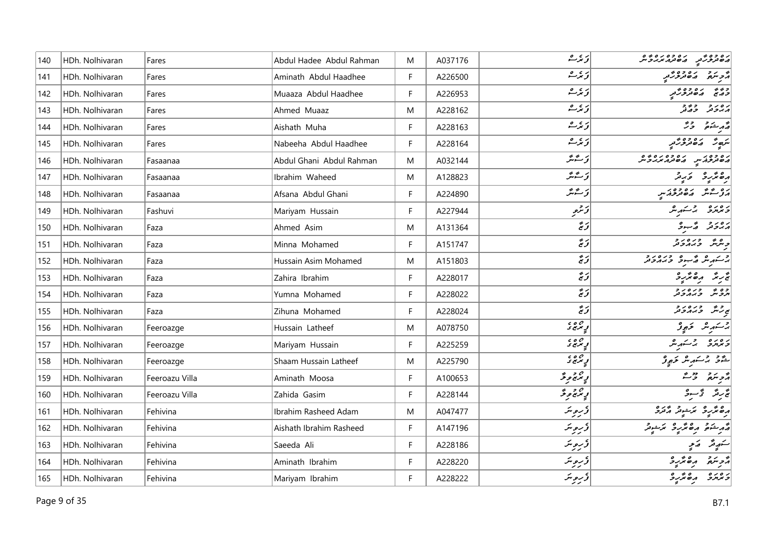| 140 | HDh. Nolhivaran | Fares | Abdul Hadee Abdul Rahman | M | A037176 | ފަރެސް | އަބްދުލްހާދީ އަބްދުއްރަޙްމާން |
|---|---|---|---|---|---|---|---|
| 141 | HDh. Nolhivaran | Fares | Aminath Abdul Haadhee | F | A226500 | ފަރެސް | އާމިނަތު އަބްދުލްހާދީ |
| 142 | HDh. Nolhivaran | Fares | Muaaza Abdul Haadhee | F | A226953 | ފަރެސް | މުޢާޒާ އަބްދުލްހާދީ |
| 143 | HDh. Nolhivaran | Fares | Ahmed Muaaz | M | A228162 | ފަރެސް | އަޙްމަދު މުޢާޛު |
| 144 | HDh. Nolhivaran | Fares | Aishath Muha | F | A228163 | ފަރެސް | އާއިޝަތު މުހާ |
| 145 | HDh. Nolhivaran | Fares | Nabeeha Abdul Haadhee | F | A228164 | ފަރެސް | ނަބީހާ އަބްދުލްހާދީ |
| 146 | HDh. Nolhivaran | Fasaanaa | Abdul Ghani Abdul Rahman | M | A032144 | ފަސާނާ | އަބްދުލްޣަނީ އަބްދުއްރަޙްމާން |
| 147 | HDh. Nolhivaran | Fasaanaa | Ibrahim Waheed | M | A128823 | ފަސާނާ | އިބްރާހީމް ވަޙީދު |
| 148 | HDh. Nolhivaran | Fasaanaa | Afsana Abdul Ghani | F | A224890 | ފަސާނާ | އަފްސާނާ އަބްދުލްޣަނީ |
| 149 | HDh. Nolhivaran | Fashuvi | Mariyam Hussain | F | A227944 | ފަށުވި | މަރިޔަމް ހުސައިން |
| 150 | HDh. Nolhivaran | Faza | Ahmed Asim | M | A131364 | ފަޒާ | އަޙްމަދު އާސިމް |
| 151 | HDh. Nolhivaran | Faza | Minna Mohamed | F | A151747 | ފަޒާ | މިންނާ މުޙައްމަދު |
| 152 | HDh. Nolhivaran | Faza | Hussain Asim Mohamed | M | A151803 | ފަޒާ | ހުސައިން އާސިމް މުޙައްމަދު |
| 153 | HDh. Nolhivaran | Faza | Zahira Ibrahim | F | A228017 | ފަޒާ | ޒާހިރާ އިބްރާހީމް |
| 154 | HDh. Nolhivaran | Faza | Yumna Mohamed | F | A228022 | ފަޒާ | ޔުމްނާ މުޙައްމަދު |
| 155 | HDh. Nolhivaran | Faza | Zihuna Mohamed | F | A228024 | ފަޒާ | ޒިހުނާ މުޙައްމަދު |
| 156 | HDh. Nolhivaran | Feeroazge | Hussain Latheef | M | A078750 | ފީރޯޒްގެ | ހުސައިން ލަޠީފު |
| 157 | HDh. Nolhivaran | Feeroazge | Mariyam Hussain | F | A225259 | ފީރޯޒްގެ | މަރިޔަމް ހުސައިން |
| 158 | HDh. Nolhivaran | Feeroazge | Shaam Hussain Latheef | M | A225790 | ފީރޯޒްގެ | ޝާމް ހުސައިން ލަޠީފު |
| 159 | HDh. Nolhivaran | Feeroazu Villa | Aminath Moosa | F | A100653 | ފީރޯޒުވިލާ | އާމިނަތު މޫސާ |
| 160 | HDh. Nolhivaran | Feeroazu Villa | Zahida Gasim | F | A228144 | ފީރޯޒުވިލާ | ޒާހިދާ ޤާސިމް |
| 161 | HDh. Nolhivaran | Fehivina | Ibrahim Rasheed Adam | M | A047477 | ފެހިވިނަ | އިބްރާހީމް ރަޝީދު އާދަމް |
| 162 | HDh. Nolhivaran | Fehivina | Aishath Ibrahim Rasheed | F | A147196 | ފެހިވިނަ | އާއިޝަތު އިބްރާހީމް ރަޝީދު |
| 163 | HDh. Nolhivaran | Fehivina | Saeeda Ali | F | A228186 | ފެހިވިނަ | ސަޢީދާ ޢަލީ |
| 164 | HDh. Nolhivaran | Fehivina | Aminath Ibrahim | F | A228220 | ފެހިވިނަ | އާމިނަތު އިބްރާހީމް |
| 165 | HDh. Nolhivaran | Fehivina | Mariyam Ibrahim | F | A228222 | ފެހިވިނަ | މަރިޔަމް އިބްރާހީމް |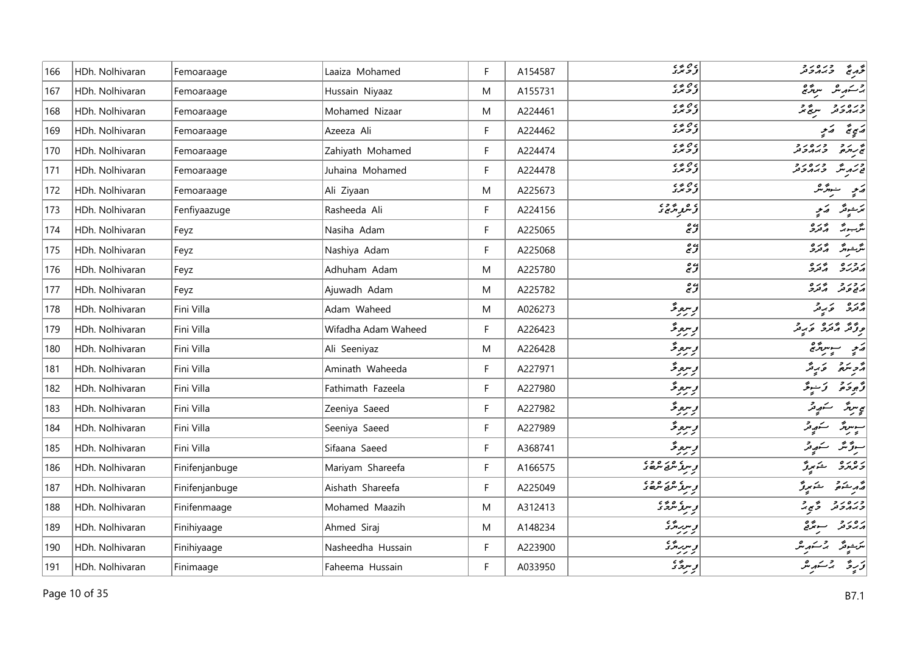| 166 | HDh. Nolhivaran | Femoaraage | Laaiza Mohamed | F | A154587 | ﯩﯘﻣﻮﺍﺭﺍﮔﻰ | ﻻﺋﻴﺰﺍ ﻣﺤﻤﺪ |
|---|---|---|---|---|---|---|---|
| 167 | HDh. Nolhivaran | Femoaraage | Hussain Niyaaz | M | A155731 | ﯩﯘﻣﻮﺍﺭﺍﮔﻰ | ﺣﺴﻴﻦ ﻧﻴﺎﺯ |
| 168 | HDh. Nolhivaran | Femoaraage | Mohamed Nizaar | M | A224461 | ﯩﯘﻣﻮﺍﺭﺍﮔﻰ | ﻣﺤﻤﺪ ﻧﺰﺍﺭ |
| 169 | HDh. Nolhivaran | Femoaraage | Azeeza Ali | F | A224462 | ﯩﯘﻣﻮﺍﺭﺍﮔﻰ | ﻋﺰﻳﺰﺍ ﻋﻠﻰ |
| 170 | HDh. Nolhivaran | Femoaraage | Zahiyath Mohamed | F | A224474 | ﯩﯘﻣﻮﺍﺭﺍﮔﻰ | ﻇﺎﻫﻴﺎﺕ ﻣﺤﻤﺪ |
| 171 | HDh. Nolhivaran | Femoaraage | Juhaina Mohamed | F | A224478 | ﯩﯘﻣﻮﺍﺭﺍﮔﻰ | ﺟﻬﻴﻨﺎ ﻣﺤﻤﺪ |
| 172 | HDh. Nolhivaran | Femoaraage | Ali Ziyaan | M | A225673 | ﯩﯘﻣﻮﺍﺭﺍﮔﻰ | ﻋﻠﻰ ﺯﻳﺎﻥ |
| 173 | HDh. Nolhivaran | Fenfiyaazuge | Rasheeda Ali | F | A224156 | ﯩﯘﻧﻔﻴﺎﺯﮔﻰ | ﺭﺷﻴﺪﺍ ﻋﻠﻰ |
| 174 | HDh. Nolhivaran | Feyz | Nasiha Adam | F | A225065 | ﻓﻴﺰ | ﻧﺎﺻﺤﺎ ﺁﺩﻡ |
| 175 | HDh. Nolhivaran | Feyz | Nashiya Adam | F | A225068 | ﻓﻴﺰ | ﻧﺎﺷﻴﺎ ﺁﺩﻡ |
| 176 | HDh. Nolhivaran | Feyz | Adhuham Adam | M | A225780 | ﻓﻴﺰ | ﺍﺩﻫﻢ ﺁﺩﻡ |
| 177 | HDh. Nolhivaran | Feyz | Ajuwadh Adam | M | A225782 | ﻓﻴﺰ | ﺍﺟﻮﺍﺩ ﺁﺩﻡ |
| 178 | HDh. Nolhivaran | Fini Villa | Adam Waheed | M | A026273 | ﻓﻨﻲ ﻭﻟﺎ | ﺁﺩﻡ ﻭﺣﻴﺪ |
| 179 | HDh. Nolhivaran | Fini Villa | Wifadha Adam Waheed | F | A226423 | ﻓﻨﻲ ﻭﻟﺎ | ﻭﻓﺎﺩﺍ ﺁﺩﻡ ﻭﺣﻴﺪ |
| 180 | HDh. Nolhivaran | Fini Villa | Ali Seeniyaz | M | A226428 | ﻓﻨﻲ ﻭﻟﺎ | ﻋﻠﻰ ﺳﻴﻨﻴﺎﺯ |
| 181 | HDh. Nolhivaran | Fini Villa | Aminath Waheeda | F | A227971 | ﻓﻨﻲ ﻭﻟﺎ | ﺁﻣﻨﺔ ﻭﺣﻴﺪﺍ |
| 182 | HDh. Nolhivaran | Fini Villa | Fathimath Fazeela | F | A227980 | ﻓﻨﻲ ﻭﻟﺎ | ﻓﺎﻃﻤﺔ ﻓﻀﻴﻠﺎ |
| 183 | HDh. Nolhivaran | Fini Villa | Zeeniya Saeed | F | A227982 | ﻓﻨﻲ ﻭﻟﺎ | ﺯﻳﻨﻴﺎ ﺳﻌﻴﺪ |
| 184 | HDh. Nolhivaran | Fini Villa | Seeniya Saeed | F | A227989 | ﻓﻨﻲ ﻭﻟﺎ | ﺳﻴﻨﻴﺎ ﺳﻌﻴﺪ |
| 185 | HDh. Nolhivaran | Fini Villa | Sifaana Saeed | F | A368741 | ﻓﻨﻲ ﻭﻟﺎ | ﺳﻔﺎﻧﺎ ﺳﻌﻴﺪ |
| 186 | HDh. Nolhivaran | Finifenjanbuge | Mariyam Shareefa | F | A166575 | ﻓﻨﻔﻨﺠﻨﺒﻮﮔﻰ | ﻣﺮﻳﻢ ﺷﺮﻳﻔﺎ |
| 187 | HDh. Nolhivaran | Finifenjanbuge | Aishath Shareefa | F | A225049 | ﻓﻨﻔﻨﺠﻨﺒﻮﮔﻰ | ﻋﺎﺋﺸﺔ ﺷﺮﻳﻔﺎ |
| 188 | HDh. Nolhivaran | Finifenmaage | Mohamed Maazih | M | A312413 | ﻓﻨﻔﻨﻤﺎﮔﻰ | ﻣﺤﻤﺪ ﻣﺎﺯﺡ |
| 189 | HDh. Nolhivaran | Finihiyaage | Ahmed Siraj | M | A148234 | ﻓﻨﻬﻴﺎﮔﻰ | ﺍﺣﻤﺪ ﺳﺮﺍﺝ |
| 190 | HDh. Nolhivaran | Finihiyaage | Nasheedha Hussain | F | A223900 | ﻓﻨﻬﻴﺎﮔﻰ | ﻧﺸﻴﺪﺍ ﺣﺴﻴﻦ |
| 191 | HDh. Nolhivaran | Finimaage | Faheema Hussain | F | A033950 | ﻓﻨﻤﺎﮔﻰ | ﻓﻬﻴﻤﺎ ﺣﺴﻴﻦ |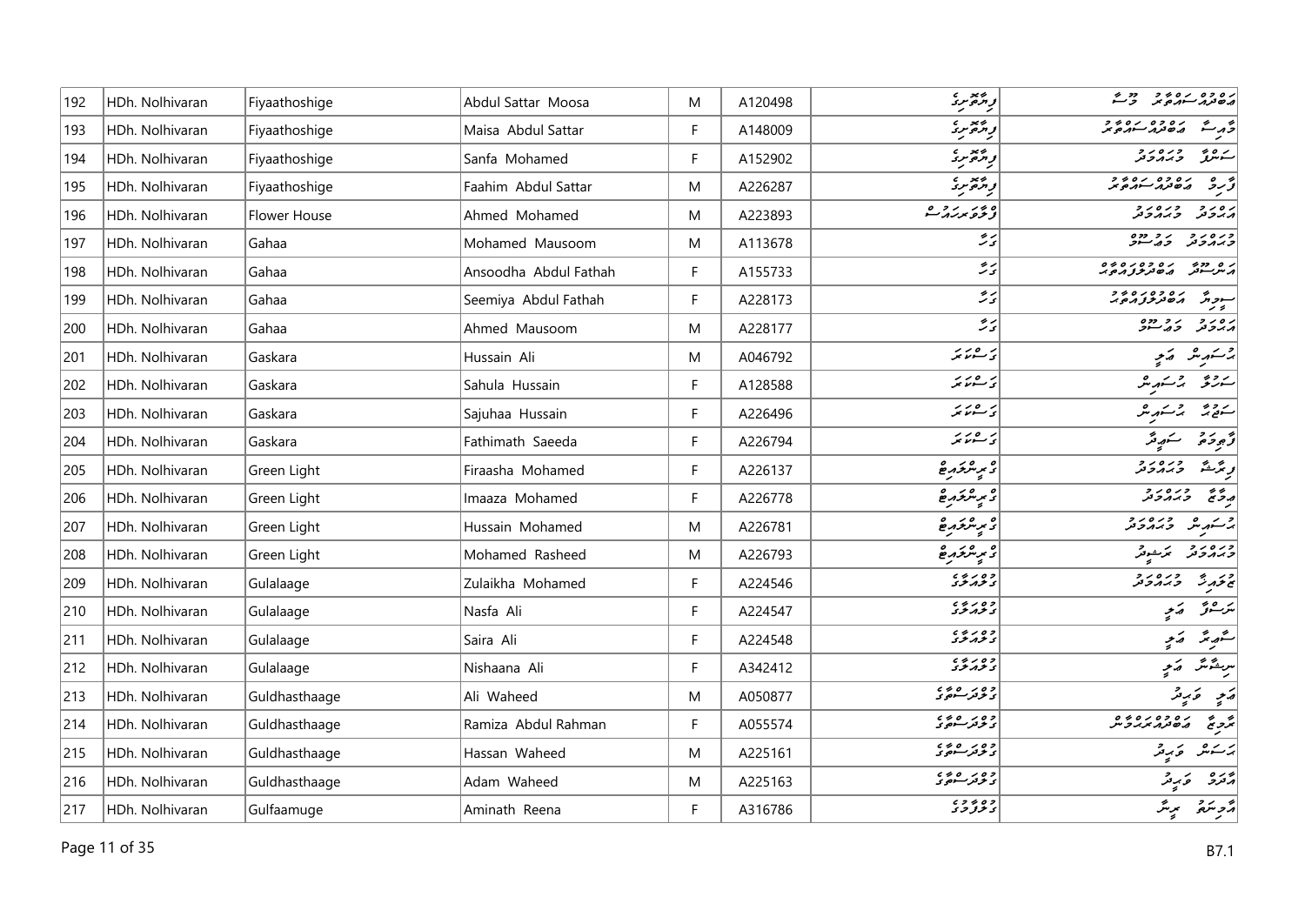| 192 | HDh. Nolhivaran | Fiyaathoshige | Abdul Sattar Moosa | M | A120498 | ދިޔާތޮށިގެ | އަބްދުލް ސައްތާރު މޫސާ |
|---|---|---|---|---|---|---|---|
| 193 | HDh. Nolhivaran | Fiyaathoshige | Maisa Abdul Sattar | F | A148009 | ދިޔާތޮށިގެ | މައިސާ އަބްދުލް ސައްތާރު |
| 194 | HDh. Nolhivaran | Fiyaathoshige | Sanfa Mohamed | F | A152902 | ދިޔާތޮށިގެ | ސަންފާ މުހައްމަދު |
| 195 | HDh. Nolhivaran | Fiyaathoshige | Faahim Abdul Sattar | M | A226287 | ދިޔާތޮށިގެ | ފާހިމް އަބްދުލް ސައްތާރު |
| 196 | HDh. Nolhivaran | Flower House | Ahmed Mohamed | M | A223893 | ފްލަވަރ ހައުސް | އަޙްމަދު މުހައްމަދު |
| 197 | HDh. Nolhivaran | Gahaa | Mohamed Mausoom | M | A113678 | ގަހާ | މުހައްމަދު މައުސޫމް |
| 198 | HDh. Nolhivaran | Gahaa | Ansoodha Abdul Fathah | F | A155733 | ގަހާ | އަންސޫދާ އަބްދުލްފައްތާހް |
| 199 | HDh. Nolhivaran | Gahaa | Seemiya Abdul Fathah | F | A228173 | ގަހާ | ސީމިޔާ އަބްދުލްފައްތާހް |
| 200 | HDh. Nolhivaran | Gahaa | Ahmed Mausoom | M | A228177 | ގަހާ | އަޙްމަދު މައުސޫމް |
| 201 | HDh. Nolhivaran | Gaskara | Hussain Ali | M | A046792 | ގަސްކަރަ | ހުސައިން ޢަލި |
| 202 | HDh. Nolhivaran | Gaskara | Sahula Hussain | F | A128588 | ގަސްކަރަ | ސަހުލާ ހުސައިން |
| 203 | HDh. Nolhivaran | Gaskara | Sajuhaa Hussain | F | A226496 | ގަސްކަރަ | ސަޖުހާ ހުސައިން |
| 204 | HDh. Nolhivaran | Gaskara | Fathimath Saeeda | F | A226794 | ގަސްކަރަ | ފާތިމަތު ސައީދާ |
| 205 | HDh. Nolhivaran | Green Light | Firaasha Mohamed | F | A226137 | ގްރީންލައިޓް | ފިރާޝާ މުހައްމަދު |
| 206 | HDh. Nolhivaran | Green Light | Imaaza Mohamed | F | A226778 | ގްރީންލައިޓް | އިމާޒާ މުހައްމަދު |
| 207 | HDh. Nolhivaran | Green Light | Hussain Mohamed | M | A226781 | ގްރީންލައިޓް | ހުސައިން މުހައްމަދު |
| 208 | HDh. Nolhivaran | Green Light | Mohamed Rasheed | M | A226793 | ގްރީންލައިޓް | މުހައްމަދު ރަޝީދު |
| 209 | HDh. Nolhivaran | Gulalaage | Zulaikha Mohamed | F | A224546 | ގުލަލާގެ | ޒުލައިޚާ މުހައްމަދު |
| 210 | HDh. Nolhivaran | Gulalaage | Nasfa Ali | F | A224547 | ގުލަލާގެ | ނަސްފާ ޢަލި |
| 211 | HDh. Nolhivaran | Gulalaage | Saira Ali | F | A224548 | ގުލަލާގެ | ސާއިރާ ޢަލި |
| 212 | HDh. Nolhivaran | Gulalaage | Nishaana Ali | F | A342412 | ގުލަލާގެ | ނިޝާނާ ޢަލި |
| 213 | HDh. Nolhivaran | Guldhasthaage | Ali Waheed | M | A050877 | ގުލްދަސްތާގެ | ޢަލި ވަޙީދު |
| 214 | HDh. Nolhivaran | Guldhasthaage | Ramiza Abdul Rahman | F | A055574 | ގުލްދަސްތާގެ | ރާމިޒާ އަބްދުއްރަޙްމާން |
| 215 | HDh. Nolhivaran | Guldhasthaage | Hassan Waheed | M | A225161 | ގުލްދަސްތާގެ | ހަސަން ވަޙީދު |
| 216 | HDh. Nolhivaran | Guldhasthaage | Adam Waheed | M | A225163 | ގުލްދަސްތާގެ | އާދަމް ވަޙީދު |
| 217 | HDh. Nolhivaran | Gulfaamuge | Aminath Reena | F | A316786 | ގުލްފާމުގެ | އާމިނަތު ރީނާ |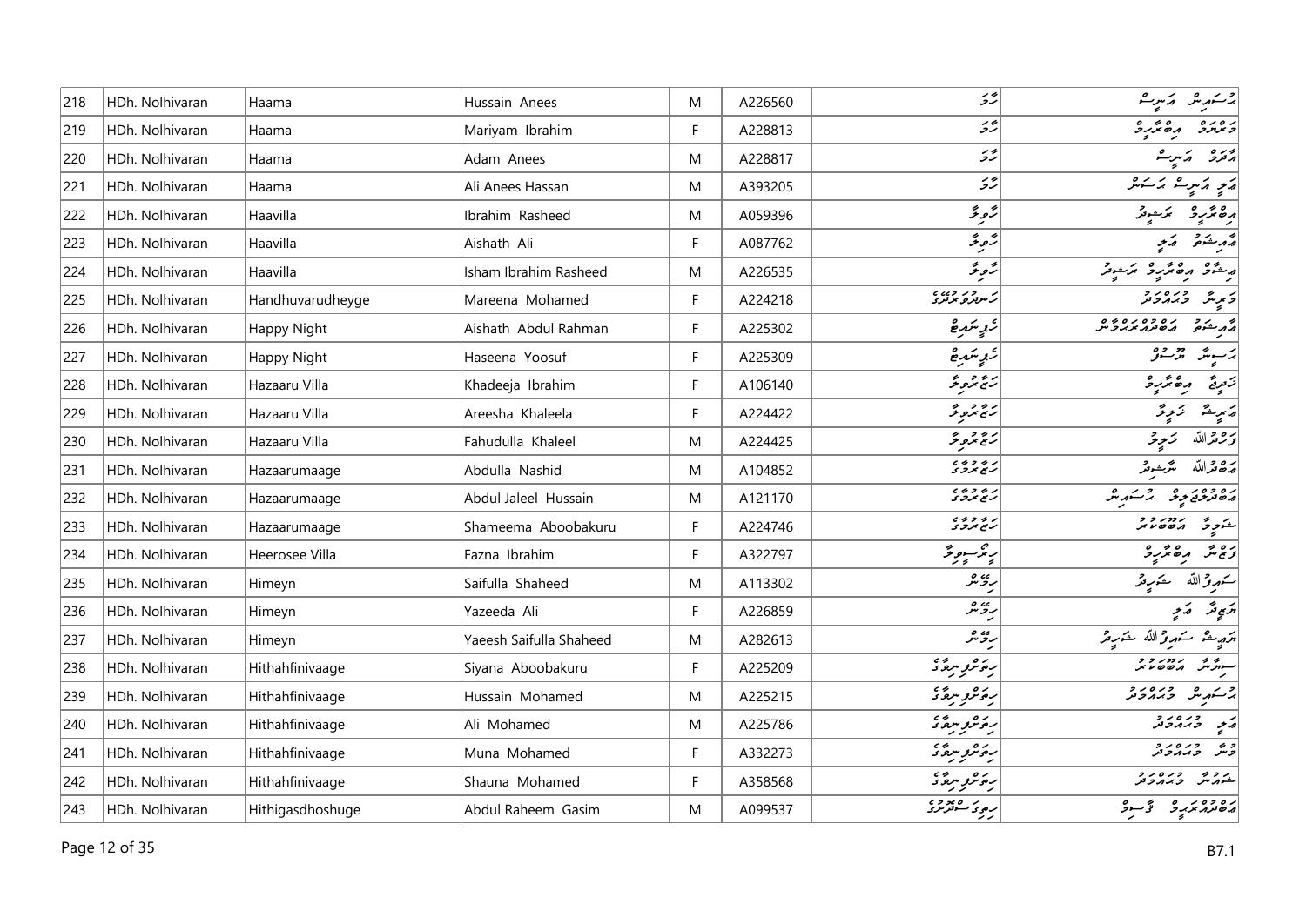| 218 | HDh. Nolhivaran | Haama | Hussain Anees | M | A226560 | ހާމާ | ހުސައިން އަނީސް |
|---|---|---|---|---|---|---|---|
| 219 | HDh. Nolhivaran | Haama | Mariyam Ibrahim | F | A228813 | ހާމާ | މަރިޔަމް އިބްރާހީމް |
| 220 | HDh. Nolhivaran | Haama | Adam Anees | M | A228817 | ހާމާ | އާދަމް އަނީސް |
| 221 | HDh. Nolhivaran | Haama | Ali Anees Hassan | M | A393205 | ހާމާ | އަލި އަނީސް ހަސަން |
| 222 | HDh. Nolhivaran | Haavilla | Ibrahim Rasheed | M | A059396 | ހާވިލާ | އިބްރާހީމް ރަޝީދު |
| 223 | HDh. Nolhivaran | Haavilla | Aishath Ali | F | A087762 | ހާވިލާ | އާއިޝަތު އަލި |
| 224 | HDh. Nolhivaran | Haavilla | Isham Ibrahim Rasheed | M | A226535 | ހާވިލާ | އިޝާމް އިބްރާހީމް ރަޝީދު |
| 225 | HDh. Nolhivaran | Handhuvarudheyge | Mareena Mohamed | F | A224218 | ހަނދުވަރުދެއްގެ | މަރީނާ މުޙައްމަދު |
| 226 | HDh. Nolhivaran | Happy Night | Aishath Abdul Rahman | F | A225302 | ހެޕީނައިޓް | އާއިޝަތު ޢަބްދުއްރަޙްމާން |
| 227 | HDh. Nolhivaran | Happy Night | Haseena Yoosuf | F | A225309 | ހެޕީނައިޓް | ހަސީނާ ޔޫސުފް |
| 228 | HDh. Nolhivaran | Hazaaru Villa | Khadeeja Ibrahim | F | A106140 | ހަޒާރުވިލާ | ޚަދީޖާ އިބްރާހީމް |
| 229 | HDh. Nolhivaran | Hazaaru Villa | Areesha Khaleela | F | A224422 | ހަޒާރުވިލާ | އަރީޝާ ޚަލީލާ |
| 230 | HDh. Nolhivaran | Hazaaru Villa | Fahudulla Khaleel | M | A224425 | ހަޒާރުވިލާ | ފަހުދުﷲ ޚަލީލު |
| 231 | HDh. Nolhivaran | Hazaarumaage | Abdulla Nashid | M | A104852 | ހަޒާރުމާގެ | އަބްދުﷲ ނާޝިދު |
| 232 | HDh. Nolhivaran | Hazaarumaage | Abdul Jaleel Hussain | M | A121170 | ހަޒާރުމާގެ | އަބްދުލްޖަލީލް ހުސައިން |
| 233 | HDh. Nolhivaran | Hazaarumaage | Shameema Aboobakuru | F | A224746 | ހަޒާރުމާގެ | ޝަމީމާ އަބޫބަކުރު |
| 234 | HDh. Nolhivaran | Heerosee Villa | Fazna Ibrahim | F | A322797 | ހީރޯސީވިލާ | ފަޒްނާ އިބްރާހީމް |
| 235 | HDh. Nolhivaran | Himeyn | Saifulla Shaheed | M | A113302 | ހިމޭން | ސައިފުﷲ ޝަހީދު |
| 236 | HDh. Nolhivaran | Himeyn | Yazeeda Ali | F | A226859 | ހިމޭން | ޔަޒީދާ އަލި |
| 237 | HDh. Nolhivaran | Himeyn | Yaeesh Saifulla Shaheed | M | A282613 | ހިމޭން | ޔައީޝް ސައިފުﷲ ޝަހީދު |
| 238 | HDh. Nolhivaran | Hithahfinivaage | Siyana Aboobakuru | F | A225209 | ހިތަފިނިވާގެ | ސިޔާނާ އަބޫބަކުރު |
| 239 | HDh. Nolhivaran | Hithahfinivaage | Hussain Mohamed | M | A225215 | ހިތަފިނިވާގެ | ހުސައިން މުޙައްމަދު |
| 240 | HDh. Nolhivaran | Hithahfinivaage | Ali Mohamed | M | A225786 | ހިތަފިނިވާގެ | އަލި މުޙައްމަދު |
| 241 | HDh. Nolhivaran | Hithahfinivaage | Muna Mohamed | F | A332273 | ހިތަފިނިވާގެ | މުނާ މުޙައްމަދު |
| 242 | HDh. Nolhivaran | Hithahfinivaage | Shauna Mohamed | F | A358568 | ހިތަފިނިވާގެ | ޝައުނާ މުޙައްމަދު |
| 243 | HDh. Nolhivaran | Hithigasdhoshuge | Abdul Raheem Gasim | M | A099537 | ހިތިގަސްދޮށުގެ | އަބްދުއްރަޙީމް ޤާސިމް |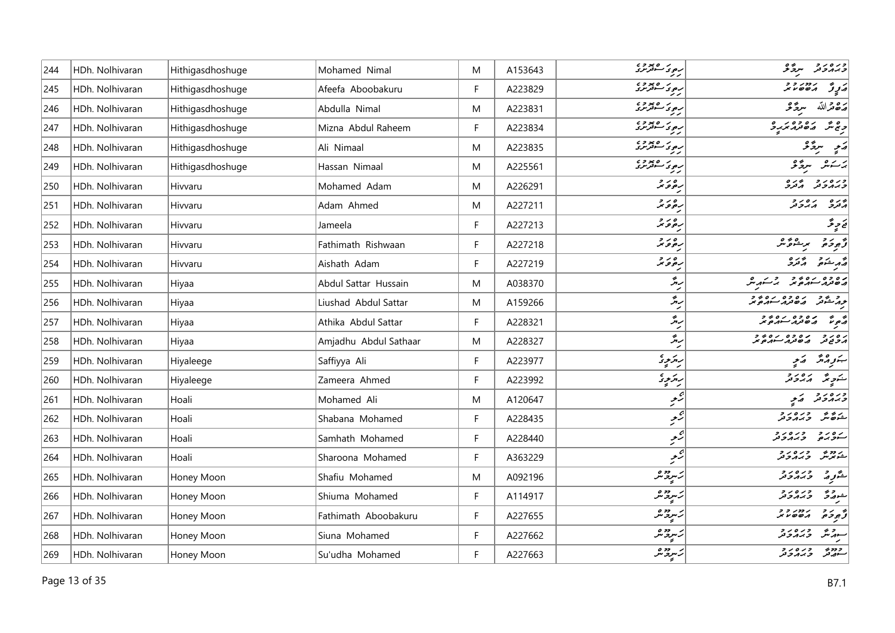| 244 | HDh. Nolhivaran | Hithigasdhoshuge | Mohamed Nimal | M | A153643 | ހިތިގަސްދޮށުގެ | މުހައްމަދު ނިމާލް |
|---|---|---|---|---|---|---|---|
| 245 | HDh. Nolhivaran | Hithigasdhoshuge | Afeefa Aboobakuru | F | A223829 | ހިތިގަސްދޮށުގެ | އަފީފާ އަބޫބަކުރު |
| 246 | HDh. Nolhivaran | Hithigasdhoshuge | Abdulla Nimal | M | A223831 | ހިތިގަސްދޮށުގެ | އަބްދުﷲ ނިމާލް |
| 247 | HDh. Nolhivaran | Hithigasdhoshuge | Mizna Abdul Raheem | F | A223834 | ހިތިގަސްދޮށުގެ | މިޒްނާ އަބްދުއްރަޙީމް |
| 248 | HDh. Nolhivaran | Hithigasdhoshuge | Ali Nimaal | M | A223835 | ހިތިގަސްދޮށުގެ | އަލި ނިމާލް |
| 249 | HDh. Nolhivaran | Hithigasdhoshuge | Hassan Nimaal | M | A225561 | ހިތިގަސްދޮށުގެ | ހަސަން ނިމާލް |
| 250 | HDh. Nolhivaran | Hivvaru | Mohamed Adam | M | A226291 | ހިއްވަރު | މުހައްމަދު އާދަމް |
| 251 | HDh. Nolhivaran | Hivvaru | Adam Ahmed | M | A227211 | ހިއްވަރު | އާދަމް އަހްމަދު |
| 252 | HDh. Nolhivaran | Hivvaru | Jameela | F | A227213 | ހިއްވަރު | ޖަމީލާ |
| 253 | HDh. Nolhivaran | Hivvaru | Fathimath Rishwaan | F | A227218 | ހިއްވަރު | ފާތިމަތު ރިޝްވާން |
| 254 | HDh. Nolhivaran | Hivvaru | Aishath Adam | F | A227219 | ހިއްވަރު | އާއިޝަތު އާދަމް |
| 255 | HDh. Nolhivaran | Hiyaa | Abdul Sattar Hussain | M | A038370 | ހިޔާ | އަބްދުލްސައްތާރު ހުސައިން |
| 256 | HDh. Nolhivaran | Hiyaa | Liushad Abdul Sattar | M | A159266 | ހިޔާ | ލިއުޝާދު އަބްދުލްސައްތާރު |
| 257 | HDh. Nolhivaran | Hiyaa | Athika Abdul Sattar | F | A228321 | ހިޔާ | އާތިކާ އަބްދުލްސައްތާރު |
| 258 | HDh. Nolhivaran | Hiyaa | Amjadhu Abdul Sathaar | M | A228327 | ހިޔާ | އަމްޖަދު އަބްދުލްސައްތާރު |
| 259 | HDh. Nolhivaran | Hiyaleege | Saffiyya Ali | F | A223977 | ހިޔަލީގެ | ސަފިއްޔާ އަލި |
| 260 | HDh. Nolhivaran | Hiyaleege | Zameera Ahmed | F | A223992 | ހިޔަލީގެ | ޒަމީރާ އަހްމަދު |
| 261 | HDh. Nolhivaran | Hoali | Mohamed Ali | M | A120647 | ހޯލި | މުހައްމަދު އަލި |
| 262 | HDh. Nolhivaran | Hoali | Shabana Mohamed | F | A228435 | ހޯލި | ޝަބާނާ މުހައްމަދު |
| 263 | HDh. Nolhivaran | Hoali | Samhath Mohamed | F | A228440 | ހޯލި | ސަމްހަތު މުހައްމަދު |
| 264 | HDh. Nolhivaran | Hoali | Sharoona Mohamed | F | A363229 | ހޯލި | ޝަރޫނާ މުހައްމަދު |
| 265 | HDh. Nolhivaran | Honey Moon | Shafiu Mohamed | M | A092196 | ހަނީމޫން | ޝާފިއު މުހައްމަދު |
| 266 | HDh. Nolhivaran | Honey Moon | Shiuma Mohamed | F | A114917 | ހަނީމޫން | ޝިއުމާ މުހައްމަދު |
| 267 | HDh. Nolhivaran | Honey Moon | Fathimath Aboobakuru | F | A227655 | ހަނީމޫން | ފާތިމަތު އަބޫބަކުރު |
| 268 | HDh. Nolhivaran | Honey Moon | Siuna Mohamed | F | A227662 | ހަނީމޫން | ސިއުނާ މުހައްމަދު |
| 269 | HDh. Nolhivaran | Honey Moon | Su'udha Mohamed | F | A227663 | ހަނީމޫން | ސުޢޫދާ މުހައްމަދު |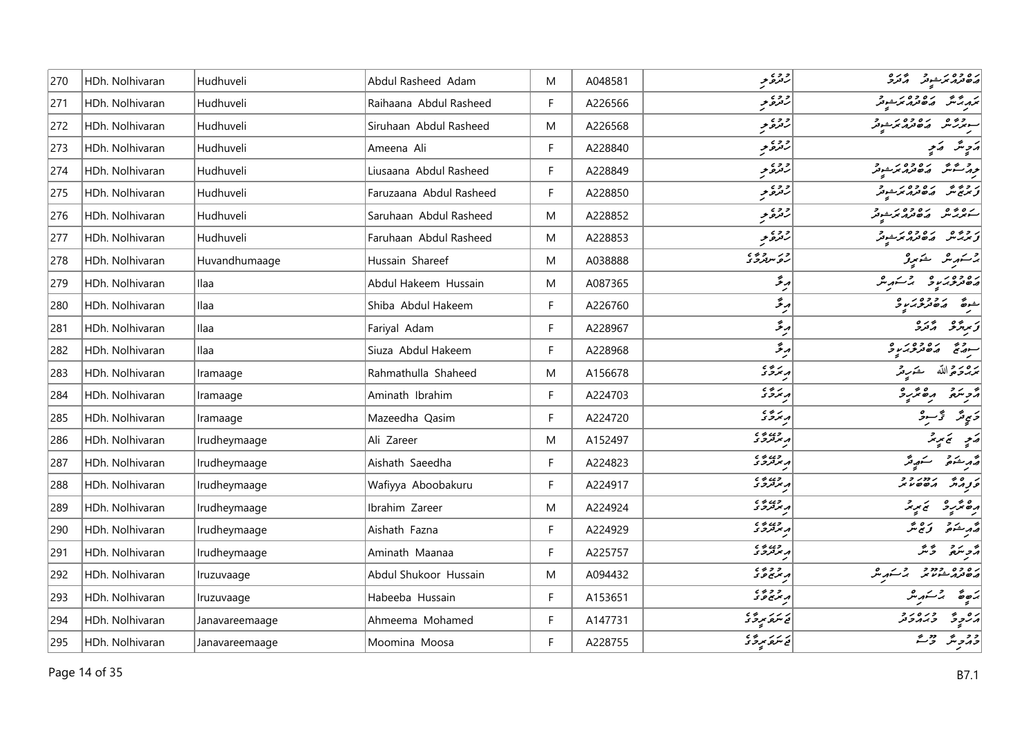| 270 | HDh. Nolhivaran | Hudhuveli | Abdul Rasheed Adam | M | A048581 | ހުދުވެލި | އަބްދުއްރަޝީދު އާދަމް |
|---|---|---|---|---|---|---|---|
| 271 | HDh. Nolhivaran | Hudhuveli | Raihaana Abdul Rasheed | F | A226566 | ހުދުވެލި | ރައިހާނާ އަބްދުއްރަޝީދު |
| 272 | HDh. Nolhivaran | Hudhuveli | Siruhaan Abdul Rasheed | M | A226568 | ހުދުވެލި | ސިރުހާން އަބްދުއްރަޝީދު |
| 273 | HDh. Nolhivaran | Hudhuveli | Ameena Ali | F | A228840 | ހުދުވެލި | އަމީނާ އަލި |
| 274 | HDh. Nolhivaran | Hudhuveli | Liusaana Abdul Rasheed | F | A228849 | ހުދުވެލި | ލިއުސާނާ އަބްދުއްރަޝީދު |
| 275 | HDh. Nolhivaran | Hudhuveli | Faruzaana Abdul Rasheed | F | A228850 | ހުދުވެލި | ފަރުޒާނާ އަބްދުއްރަޝީދު |
| 276 | HDh. Nolhivaran | Hudhuveli | Saruhaan Abdul Rasheed | M | A228852 | ހުދުވެލި | ސަރުހާން އަބްދުއްރަޝީދު |
| 277 | HDh. Nolhivaran | Hudhuveli | Faruhaan Abdul Rasheed | M | A228853 | ހުދުވެލި | ފަރުހާން އަބްދުއްރަޝީދު |
| 278 | HDh. Nolhivaran | Huvandhumaage | Hussain Shareef | M | A038888 | ހުވަނދުމާގެ | ހުސައިން ޝަރީފް |
| 279 | HDh. Nolhivaran | Ilaa | Abdul Hakeem Hussain | M | A087365 | އިލާ | އަބްދުލްހަކީމް ހުސައިން |
| 280 | HDh. Nolhivaran | Ilaa | Shiba Abdul Hakeem | F | A226760 | އިލާ | ޝިބާ އަބްދުލްހަކީމް |
| 281 | HDh. Nolhivaran | Ilaa | Fariyal Adam | F | A228967 | އިލާ | ފަރިޔާލް އާދަމް |
| 282 | HDh. Nolhivaran | Ilaa | Siuza Abdul Hakeem | F | A228968 | އިލާ | ސިއުޒާ އަބްދުލްހަކީމް |
| 283 | HDh. Nolhivaran | Iramaage | Rahmathulla Shaheed | M | A156678 | އިރަމާގެ | ރަޙްމަތުﷲ ޝަހީދު |
| 284 | HDh. Nolhivaran | Iramaage | Aminath Ibrahim | F | A224703 | އިރަމާގެ | އާމިނަތު އިބްރާހީމް |
| 285 | HDh. Nolhivaran | Iramaage | Mazeedha Qasim | F | A224720 | އިރަމާގެ | މަޒީދާ ޤާސިމް |
| 286 | HDh. Nolhivaran | Irudheymaage | Ali Zareer | M | A152497 | އިރުދޭމާގެ | އަލި ޒަރީރު |
| 287 | HDh. Nolhivaran | Irudheymaage | Aishath Saeedha | F | A224823 | އިރުދޭމާގެ | އާއިޝަތު ސަޢީދާ |
| 288 | HDh. Nolhivaran | Irudheymaage | Wafiyya Aboobakuru | F | A224917 | އިރުދޭމާގެ | ވަފިއްޔާ އަބޫބަކުރު |
| 289 | HDh. Nolhivaran | Irudheymaage | Ibrahim Zareer | M | A224924 | އިރުދޭމާގެ | އިބްރާހީމް ޒަރީރު |
| 290 | HDh. Nolhivaran | Irudheymaage | Aishath Fazna | F | A224929 | އިރުދޭމާގެ | އާއިޝަތު ފަޒްނާ |
| 291 | HDh. Nolhivaran | Irudheymaage | Aminath Maanaa | F | A225757 | އިރުދޭމާގެ | އާމިނަތު މާނާ |
| 292 | HDh. Nolhivaran | Iruzuvaage | Abdul Shukoor Hussain | M | A094432 | އިރުޒުވާގެ | އަބްދުއްޝުކޫރު ހުސައިން |
| 293 | HDh. Nolhivaran | Iruzuvaage | Habeeba Hussain | F | A153651 | އިރުޒުވާގެ | ހަބީބާ ހުސައިން |
| 294 | HDh. Nolhivaran | Janavareemaage | Ahmeema Mohamed | F | A147731 | ޖަނަވަރީމާގެ | އަހްމީމާ މުހައްމަދު |
| 295 | HDh. Nolhivaran | Janavareemaage | Moomina Moosa | F | A228755 | ޖަނަވަރީމާގެ | މޫމިނާ މޫސާ |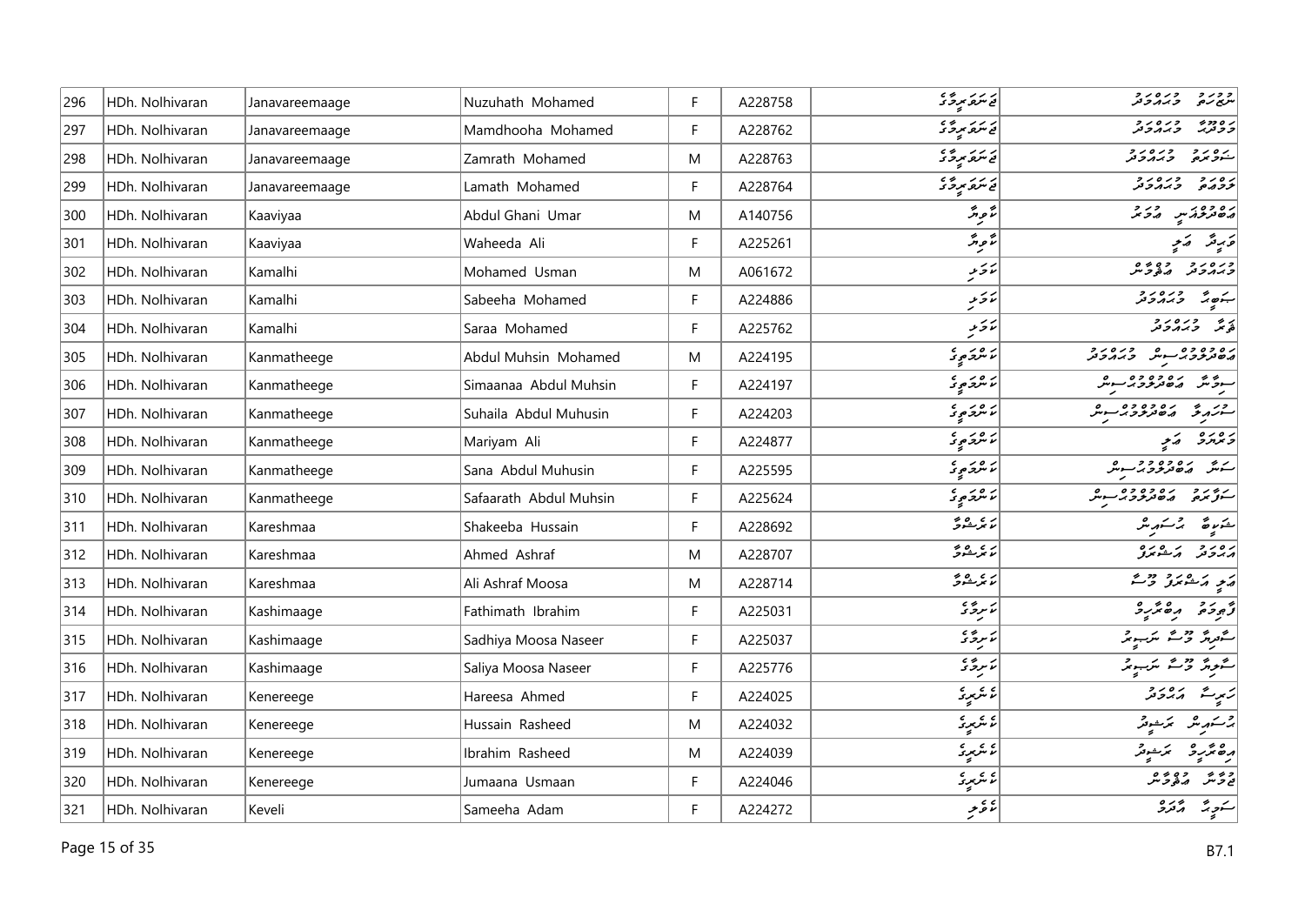| 296 | HDh. Nolhivaran | Janavareemaage | Nuzuhath Mohamed | F | A228758 | ﺝَﺳَﺮَﻭَﺑِﺮِﻭَّﺩ | ﺳْﺞْﺭَﻫْ ﻭِﺭَﻩْﺭَﺩْ |
|---|---|---|---|---|---|---|---|
| 297 | HDh. Nolhivaran | Janavareemaage | Mamdhooha Mohamed | F | A228762 | ﺝَﺳَﺮَﻭَﺑِﺮِﻭَّﺩ | ﻭَﻭْﺩُﻭْﺭَ ﻭِﺭَﻩْﺭَﺩْ |
| 298 | HDh. Nolhivaran | Janavareemaage | Zamrath Mohamed | M | A228763 | ﺝَﺳَﺮَﻭَﺑِﺮِﻭَّﺩ | ﺳَﻭْﺑَﺮَﻫْ ﻭِﺭَﻩْﺭَﺩْ |
| 299 | HDh. Nolhivaran | Janavareemaage | Lamath Mohamed | F | A228764 | ﺝَﺳَﺮَﻭَﺑِﺮِﻭَّﺩ | ﺗَﻭَﺭَﻫْ ﻭِﺭَﻩْﺭَﺩْ |
| 300 | HDh. Nolhivaran | Kaaviyaa | Abdul Ghani Umar | M | A140756 | ﻧَّﻭِﺭَّ | ﺭَﻩْﺩُﻭْﺭَﺳِ ﺭُﻭَﺑْ |
| 301 | HDh. Nolhivaran | Kaaviyaa | Waheeda Ali | F | A225261 | ﻧَّﻭِﺭَّ | ﻭَﺑِﺭَّ ﺭَﻭِ |
| 302 | HDh. Nolhivaran | Kamalhi | Mohamed Usman | M | A061672 | ﻧَﻭَﻭِ | ﻭِﺭَﻩْﺭَﺩْ ﺭُﻫُﻭَّﺳْ |
| 303 | HDh. Nolhivaran | Kamalhi | Sabeeha Mohamed | F | A224886 | ﻧَﻭَﻭِ | ﺳَﻫِﺑَّ ﻭِﺭَﻩْﺭَﺩْ |
| 304 | HDh. Nolhivaran | Kamalhi | Saraa Mohamed | F | A225762 | ﻧَﻭَﻭِ | ﻫَﺑَّ ﻭِﺭَﻩْﺭَﺩْ |
| 305 | HDh. Nolhivaran | Kanmatheege | Abdul Muhsin Mohamed | M | A224195 | ﻧَﺳْﻭَﻫِﺑِ | ﺭَﻩْﺩُﻭْﺭُﺭْﺳِﺳْ ﻭِﺭَﻩْﺭَﺩْ |
| 306 | HDh. Nolhivaran | Kanmatheege | Simaanaa Abdul Muhsin | F | A224197 | ﻧَﺳْﻭَﻫِﺑِ | ﺳِﻭَّﺳَّ ﺭَﻩْﺩُﻭْﺭُﺭْﺳِﺳْ |
| 307 | HDh. Nolhivaran | Kanmatheege | Suhaila Abdul Muhusin | F | A224203 | ﻧَﺳْﻭَﻫِﺑِ | ﺳُﺭَﺭِﻭَّ ﺭَﻩْﺩُﻭْﺭُﺭُﺳِﺳْ |
| 308 | HDh. Nolhivaran | Kanmatheege | Mariyam Ali | F | A224877 | ﻧَﺳْﻭَﻫِﺑِ | ﻭَﺑِﺭَﻭْ ﺭَﻭِ |
| 309 | HDh. Nolhivaran | Kanmatheege | Sana Abdul Muhusin | F | A225595 | ﻧَﺳْﻭَﻫِﺑِ | ﺳَﺳَّ ﺭَﻩْﺩُﻭْﺭُﺭُﺳِﺳْ |
| 310 | HDh. Nolhivaran | Kanmatheege | Safaarath Abdul Muhsin | F | A225624 | ﻧَﺳْﻭَﻫِﺑِ | ﺳَﻭَّﺑَﺮَﻫْ ﺭَﻩْﺩُﻭْﺭُﺭْﺳِﺳْ |
| 311 | HDh. Nolhivaran | Kareshmaa | Shakeeba Hussain | F | A228692 | ﻧَﺑِﺳْﻭَّ | ﺳَﻧِﻫَّ ﺭُﺳَﺭِﺳْ |
| 312 | HDh. Nolhivaran | Kareshmaa | Ahmed Ashraf | M | A228707 | ﻧَﺑِﺳْﻭَّ | ﺭَﺭْﻭَﺩْ ﺭَﺳْﺑَﺭْ |
| 313 | HDh. Nolhivaran | Kareshmaa | Ali Ashraf Moosa | M | A228714 | ﻧَﺑِﺳْﻭَّ | ﺭَﻭِ ﺭَﺳْﺑَﺭْ ﻭُﺳَّ |
| 314 | HDh. Nolhivaran | Kashimaage | Fathimath Ibrahim | F | A225031 | ﻧَﺳِﻭَّﺩ | ﻭَّﻫِﻭَﻫْ ﺭِﻫْﺑَّﺭِﻭْ |
| 315 | HDh. Nolhivaran | Kashimaage | Sadhiya Moosa Naseer | F | A225037 | ﻧَﺳِﻭَّﺩ | ﺳَّﺩِﺭَّ ﻭُﺳَّ ﺳَﺳِﺑْ |
| 316 | HDh. Nolhivaran | Kashimaage | Saliya Moosa Naseer | F | A225776 | ﻧَﺳِﻭَّﺩ | ﺳَّﻭِﺭَّ ﻭُﺳَّ ﺳَﺳِﺑْ |
| 317 | HDh. Nolhivaran | Kenereege | Hareesa Ahmed | F | A224025 | ﻧِﺳِﺑِﺩ | ﺭَﺑِﺳَّ ﺭَﺭْﻭَﺩْ |
| 318 | HDh. Nolhivaran | Kenereege | Hussain Rasheed | M | A224032 | ﻧِﺳِﺑِﺩ | ﺭُﺳَﺭِﺳْ ﺑَﺳِﻭْ |
| 319 | HDh. Nolhivaran | Kenereege | Ibrahim Rasheed | M | A224039 | ﻧِﺳِﺑِﺩ | ﺭِﻫْﺑَّﺭِﻭْ ﺑَﺳِﻭْ |
| 320 | HDh. Nolhivaran | Kenereege | Jumaana Usmaan | F | A224046 | ﻧِﺳِﺑِﺩ | ﺝُﻭَّﺳَّ ﺭُﻫُﻭَّﺳْ |
| 321 | HDh. Nolhivaran | Keveli | Sameeha Adam | F | A224272 | ﻧِﻭِﻭِ | ﺳَﻭِﺭَّ ﺭَّﺩَﺭْ |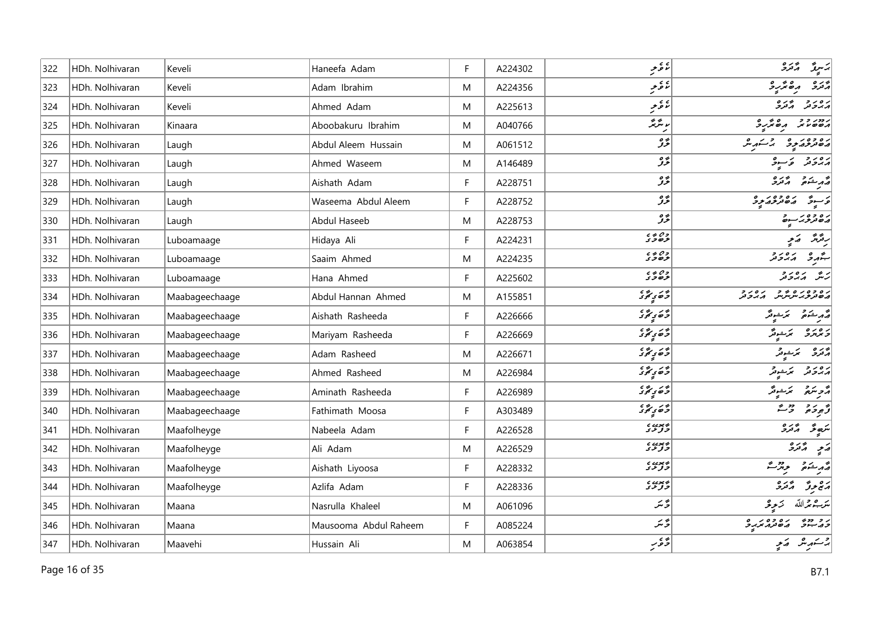| 322 | HDh. Nolhivaran | Keveli | Haneefa Adam | F | A224302 | ކެވެލި | ހަނީފާ އާދަމް |
|---|---|---|---|---|---|---|---|
| 323 | HDh. Nolhivaran | Keveli | Adam Ibrahim | M | A224356 | ކެވެލި | އާދަމް އިބްރާހީމް |
| 324 | HDh. Nolhivaran | Keveli | Ahmed Adam | M | A225613 | ކެވެލި | އަހުމަދު އާދަމް |
| 325 | HDh. Nolhivaran | Kinaara | Aboobakuru Ibrahim | M | A040766 | ކިނާރާ | އަބޫބަކުރު އިބްރާހީމް |
| 326 | HDh. Nolhivaran | Laugh | Abdul Aleem Hussain | M | A061512 | ލާފް | އަބްދުލްއަލީމް ހުސައިން |
| 327 | HDh. Nolhivaran | Laugh | Ahmed Waseem | M | A146489 | ލާފް | އަހުމަދު ވަސީމް |
| 328 | HDh. Nolhivaran | Laugh | Aishath Adam | F | A228751 | ލާފް | އާއިޝަތު އާދަމް |
| 329 | HDh. Nolhivaran | Laugh | Waseema Abdul Aleem | F | A228752 | ލާފް | ވަސީމާ އަބްދުލްއަލީމް |
| 330 | HDh. Nolhivaran | Laugh | Abdul Haseeb | M | A228753 | ލާފް | އަބްދުލްހަސީބު |
| 331 | HDh. Nolhivaran | Luboamaage | Hidaya Ali | F | A224231 | ލުބޯމާގެ | ހިދާޔާ އަލި |
| 332 | HDh. Nolhivaran | Luboamaage | Saaim Ahmed | M | A224235 | ލުބޯމާގެ | ސާއިމް އަހުމަދު |
| 333 | HDh. Nolhivaran | Luboamaage | Hana Ahmed | F | A225602 | ލުބޯމާގެ | ހަނާ އަހުމަދު |
| 334 | HDh. Nolhivaran | Maabageechaage | Abdul Hannan Ahmed | M | A155851 | މާބަގީޗާގެ | އަބްދުލްހަންނާން އަހުމަދު |
| 335 | HDh. Nolhivaran | Maabageechaage | Aishath Rasheeda | F | A226666 | މާބަގީޗާގެ | އާއިޝަތު ރަޝީދާ |
| 336 | HDh. Nolhivaran | Maabageechaage | Mariyam Rasheeda | F | A226669 | މާބަގީޗާގެ | މަރިޔަމް ރަޝީދާ |
| 337 | HDh. Nolhivaran | Maabageechaage | Adam Rasheed | M | A226671 | މާބަގީޗާގެ | އާދަމް ރަޝީދު |
| 338 | HDh. Nolhivaran | Maabageechaage | Ahmed Rasheed | M | A226984 | މާބަގީޗާގެ | އަހުމަދު ރަޝީދު |
| 339 | HDh. Nolhivaran | Maabageechaage | Aminath Rasheeda | F | A226989 | މާބަގީޗާގެ | އާމިނަތު ރަޝީދާ |
| 340 | HDh. Nolhivaran | Maabageechaage | Fathimath Moosa | F | A303489 | މާބަގީޗާގެ | ފާތިމަތު މޫސާ |
| 341 | HDh. Nolhivaran | Maafolheyge | Nabeela Adam | F | A226528 | މާފޮޅޭގެ | ނަބީލާ އާދަމް |
| 342 | HDh. Nolhivaran | Maafolheyge | Ali Adam | M | A226529 | މާފޮޅޭގެ | އަލި އާދަމް |
| 343 | HDh. Nolhivaran | Maafolheyge | Aishath Liyoosa | F | A228332 | މާފޮޅޭގެ | އާއިޝަތު ލިޔޫސާ |
| 344 | HDh. Nolhivaran | Maafolheyge | Azlifa Adam | F | A228336 | މާފޮޅޭގެ | އަޒްލިފާ އާދަމް |
| 345 | HDh. Nolhivaran | Maana | Nasrulla Khaleel | M | A061096 | މާނަ | ނަސްރުﷲ ޚަލީލު |
| 346 | HDh. Nolhivaran | Maana | Mausooma Abdul Raheem | F | A085224 | މާނަ | މައުސޫމާ އަބްދުއްރަޙީމް |
| 347 | HDh. Nolhivaran | Maavehi | Hussain Ali | M | A063854 | މާވެހި | ހުސައިން އަލި |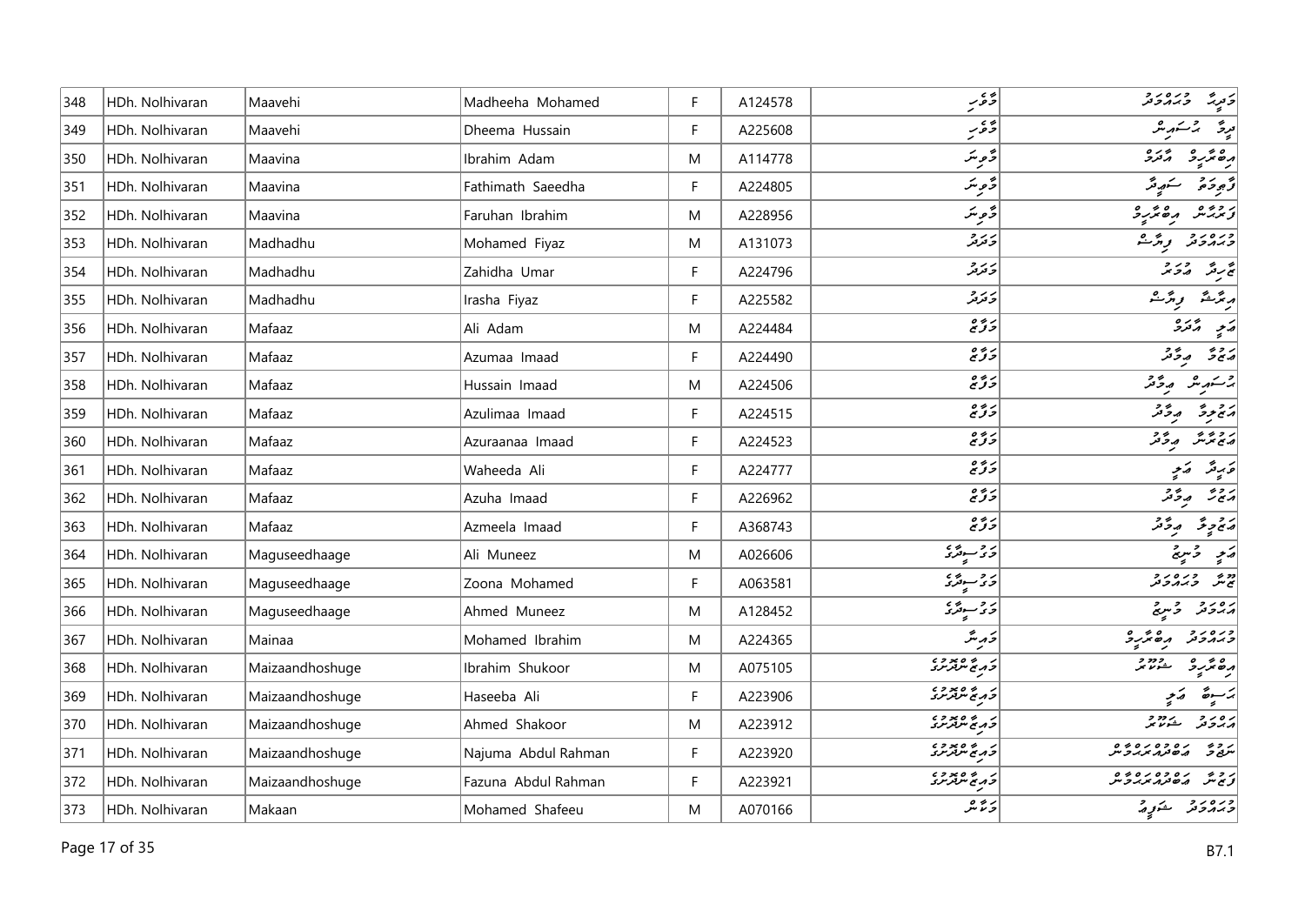| 348 | HDh. Nolhivaran | Maavehi | Madheeha Mohamed | F | A124578 | މާވެހި | މަދީހާ މުޙައްމަދު |
|---|---|---|---|---|---|---|---|
| 349 | HDh. Nolhivaran | Maavehi | Dheema Hussain | F | A225608 | މާވެހި | ދީމާ ހުސައިން |
| 350 | HDh. Nolhivaran | Maavina | Ibrahim Adam | M | A114778 | މާވިނަ | އިބްރާހީމް އާދަމް |
| 351 | HDh. Nolhivaran | Maavina | Fathimath Saeedha | F | A224805 | މާވިނަ | ފާތިމަތު ސަޢީދާ |
| 352 | HDh. Nolhivaran | Maavina | Faruhan Ibrahim | M | A228956 | މާވިނަ | ފަރުހާން އިބްރާހީމް |
| 353 | HDh. Nolhivaran | Madhadhu | Mohamed Fiyaz | M | A131073 | މަދަދު | މުޙައްމަދު ފިޔާޒް |
| 354 | HDh. Nolhivaran | Madhadhu | Zahidha Umar | F | A224796 | މަދަދު | ޒާހިދާ ޢުމަރު |
| 355 | HDh. Nolhivaran | Madhadhu | Irasha Fiyaz | F | A225582 | މަދަދު | އިރާޝާ ފިޔާޒް |
| 356 | HDh. Nolhivaran | Mafaaz | Ali Adam | M | A224484 | މަފާޒް | ޢަލީ އާދަމް |
| 357 | HDh. Nolhivaran | Mafaaz | Azumaa Imaad | F | A224490 | މަފާޒް | އަޒުމާ އިމާދު |
| 358 | HDh. Nolhivaran | Mafaaz | Hussain Imaad | M | A224506 | މަފާޒް | ހުސައިން އިމާދު |
| 359 | HDh. Nolhivaran | Mafaaz | Azulimaa Imaad | F | A224515 | މަފާޒް | އަޒުލިމާ އިމާދު |
| 360 | HDh. Nolhivaran | Mafaaz | Azuraanaa Imaad | F | A224523 | މަފާޒް | އަޒުރާނާ އިމާދު |
| 361 | HDh. Nolhivaran | Mafaaz | Waheeda Ali | F | A224777 | މަފާޒް | ވަހީދާ ޢަލީ |
| 362 | HDh. Nolhivaran | Mafaaz | Azuha Imaad | F | A226962 | މަފާޒް | އަޒުހާ އިމާދު |
| 363 | HDh. Nolhivaran | Mafaaz | Azmeela Imaad | F | A368743 | މަފާޒް | އަޒްމީލާ އިމާދު |
| 364 | HDh. Nolhivaran | Maguseedhaage | Ali Muneez | M | A026606 | މަގުސީދާގެ | ޢަލީ މުނީޒް |
| 365 | HDh. Nolhivaran | Maguseedhaage | Zoona Mohamed | F | A063581 | މަގުސީދާގެ | ޒޫނާ މުޙައްމަދު |
| 366 | HDh. Nolhivaran | Maguseedhaage | Ahmed Muneez | M | A128452 | މަގުސީދާގެ | އަޙްމަދު މުނީޒް |
| 367 | HDh. Nolhivaran | Mainaa | Mohamed Ibrahim | M | A224365 | މައިނާ | މުޙައްމަދު އިބްރާހީމް |
| 368 | HDh. Nolhivaran | Maizaandhoshuge | Ibrahim Shukoor | M | A075105 | މައިޒާންދޮށުގެ | އިބްރާހީމް ޝުކޫރު |
| 369 | HDh. Nolhivaran | Maizaandhoshuge | Haseeba Ali | F | A223906 | މައިޒާންދޮށުގެ | ހަސީބާ ޢަލީ |
| 370 | HDh. Nolhivaran | Maizaandhoshuge | Ahmed Shakoor | M | A223912 | މައިޒާންދޮށުގެ | އަޙްމަދު ޝަކޫރު |
| 371 | HDh. Nolhivaran | Maizaandhoshuge | Najuma Abdul Rahman | F | A223920 | މައިޒާންދޮށުގެ | ނަޖުމާ އަބްދުއްރަޙްމާން |
| 372 | HDh. Nolhivaran | Maizaandhoshuge | Fazuna Abdul Rahman | F | A223921 | މައިޒާންދޮށުގެ | ފަޒުނާ އަބްދުއްރަޙްމާން |
| 373 | HDh. Nolhivaran | Makaan | Mohamed Shafeeu | M | A070166 | މަކާން | މުޙައްމަދު ޝަފީޢު |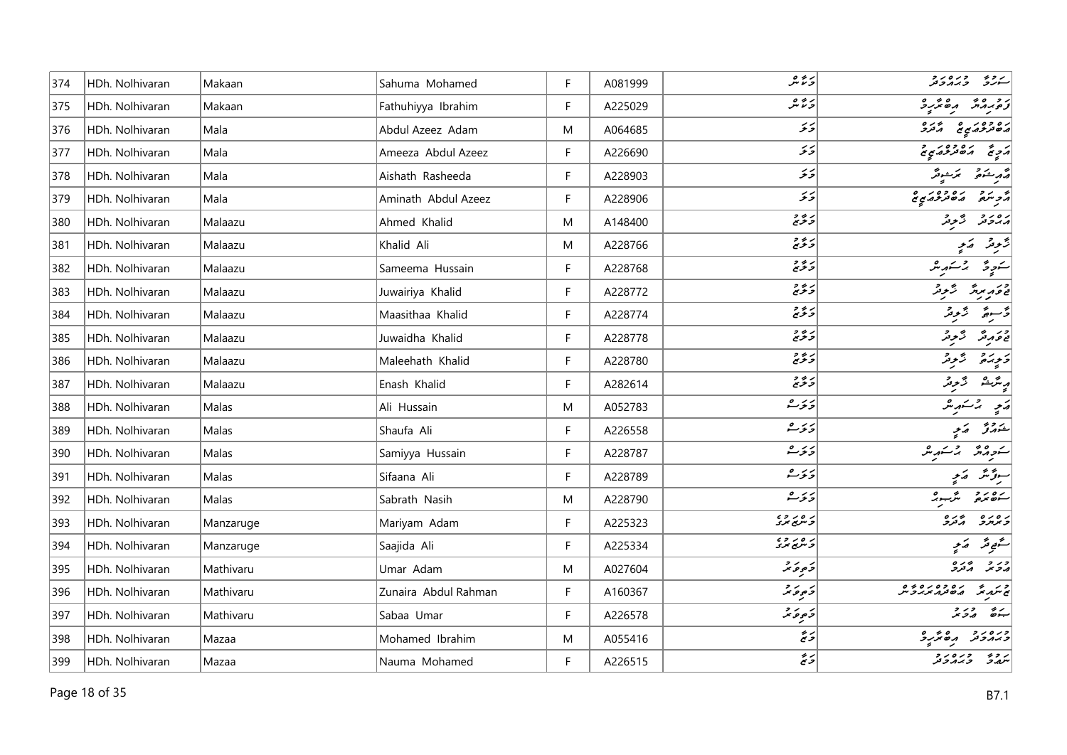| 374 | HDh. Nolhivaran | Makaan | Sahuma Mohamed | F | A081999 | ޝަކާން | ސަހުމާ މުހައްމަދު |
|---|---|---|---|---|---|---|---|
| 375 | HDh. Nolhivaran | Makaan | Fathuhiyya Ibrahim | F | A225029 | ޝަކާން | ފަތުހިއްޔާ އިބްރާހީމް |
| 376 | HDh. Nolhivaran | Mala | Abdul Azeez Adam | M | A064685 | މަލަ | އަބްދުލްޢަޒީޒް އާދަމް |
| 377 | HDh. Nolhivaran | Mala | Ameeza Abdul Azeez | F | A226690 | މަލަ | އަމީޒާ އަބްދުލްޢަޒީޒް |
| 378 | HDh. Nolhivaran | Mala | Aishath Rasheeda | F | A228903 | މަލަ | އައިޝަތު ރަޝީދާ |
| 379 | HDh. Nolhivaran | Mala | Aminath Abdul Azeez | F | A228906 | މަލަ | އާމިނަތު އަބްދުލްޢަޒީޒް |
| 380 | HDh. Nolhivaran | Malaazu | Ahmed Khalid | M | A148400 | މަލާޒު | އަޙްމަދު ޚާލިދު |
| 381 | HDh. Nolhivaran | Malaazu | Khalid Ali | M | A228766 | މަލާޒު | ޚާލިދު ޢަލީ |
| 382 | HDh. Nolhivaran | Malaazu | Sameema Hussain | F | A228768 | މަލާޒު | ސަމީމާ ޙުސައިން |
| 383 | HDh. Nolhivaran | Malaazu | Juwairiya Khalid | F | A228772 | މަލާޒު | ޖުވައިރިޔާ ޚާލިދު |
| 384 | HDh. Nolhivaran | Malaazu | Maasithaa Khalid | F | A228774 | މަލާޒު | މާސިތާ ޚާލިދު |
| 385 | HDh. Nolhivaran | Malaazu | Juwaidha Khalid | F | A228778 | މަލާޒު | ޖުވައިދާ ޚާލިދު |
| 386 | HDh. Nolhivaran | Malaazu | Maleehath Khalid | F | A228780 | މަލާޒު | މަލީހަތު ޚާލިދު |
| 387 | HDh. Nolhivaran | Malaazu | Enash Khalid | F | A282614 | މަލާޒު | އީނާޝް ޚާލިދު |
| 388 | HDh. Nolhivaran | Malas | Ali Hussain | M | A052783 | މަލަސް | ޢަލީ ޙުސައިން |
| 389 | HDh. Nolhivaran | Malas | Shaufa Ali | F | A226558 | މަލަސް | ޝައުފާ ޢަލީ |
| 390 | HDh. Nolhivaran | Malas | Samiyya Hussain | F | A228787 | މަލަސް | ސަމިއްޔާ ޙުސައިން |
| 391 | HDh. Nolhivaran | Malas | Sifaana Ali | F | A228789 | މަލަސް | ސިފާނާ ޢަލީ |
| 392 | HDh. Nolhivaran | Malas | Sabrath Nasih | M | A228790 | މަލަސް | ސަބްރަތު ނާސިހް |
| 393 | HDh. Nolhivaran | Manzaruge | Mariyam Adam | F | A225323 | މަންޒަރުގެ | މަރިޔަމް އާދަމް |
| 394 | HDh. Nolhivaran | Manzaruge | Saajida Ali | F | A225334 | މަންޒަރުގެ | ސާޖިދާ ޢަލީ |
| 395 | HDh. Nolhivaran | Mathivaru | Umar Adam | M | A027604 | މަތިވަރު | ޢުމަރު އާދަމް |
| 396 | HDh. Nolhivaran | Mathivaru | Zunaira Abdul Rahman | F | A160367 | މަތިވަރު | ޒުނައިރާ އަބްދުއްރަޙްމާން |
| 397 | HDh. Nolhivaran | Mathivaru | Sabaa Umar | F | A226578 | މަތިވަރު | ސަބާ ޢުމަރު |
| 398 | HDh. Nolhivaran | Mazaa | Mohamed Ibrahim | M | A055416 | މަޒާ | މުހައްމަދު އިބްރާހީމް |
| 399 | HDh. Nolhivaran | Mazaa | Nauma Mohamed | F | A226515 | މަޒާ | ނައުމާ މުހައްމަދު |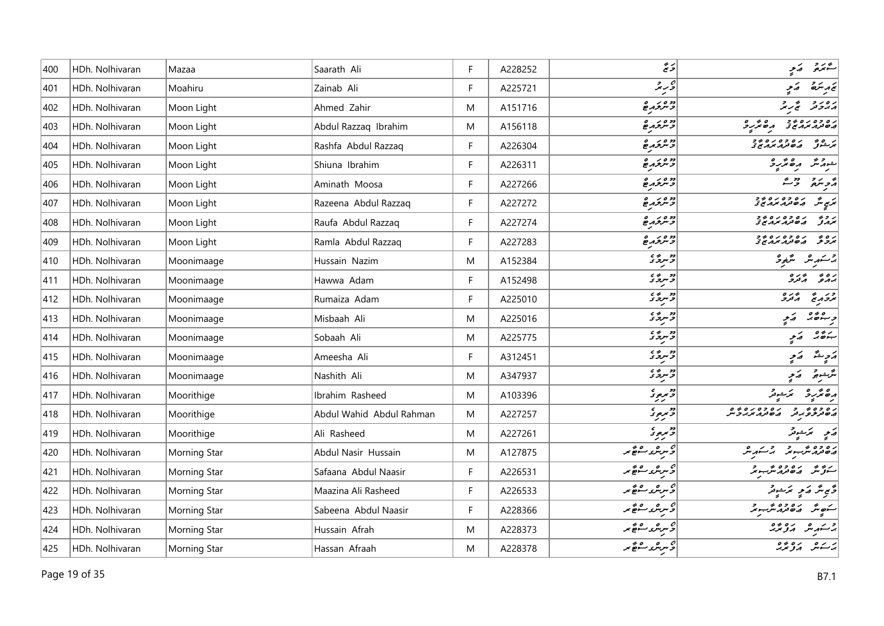| 400 | HDh. Nolhivaran | Mazaa | Saarath Ali | F | A228252 | ޚޮޒާ | ސާރަތު އަލި |
|---|---|---|---|---|---|---|---|
| 401 | HDh. Nolhivaran | Moahiru | Zainab Ali | F | A225721 | މޯހިރު | ޒައިނަބު އަލި |
| 402 | HDh. Nolhivaran | Moon Light | Ahmed Zahir | M | A151716 | މޫންލައިޓް | އަހްމަދު ޒާހިރު |
| 403 | HDh. Nolhivaran | Moon Light | Abdul Razzaq Ibrahim | M | A156118 | މޫންލައިޓް | އަބްދުއްރައްޒާޤު އިބްރާހިމް |
| 404 | HDh. Nolhivaran | Moon Light | Rashfa Abdul Razzaq | F | A226304 | މޫންލައިޓް | ރަޝްފާ އަބްދުއްރައްޒާޤު |
| 405 | HDh. Nolhivaran | Moon Light | Shiuna Ibrahim | F | A226311 | މޫންލައިޓް | ޝިއުނާ އިބްރާހިމް |
| 406 | HDh. Nolhivaran | Moon Light | Aminath Moosa | F | A227266 | މޫންލައިޓް | އާމިނަތު މޫސާ |
| 407 | HDh. Nolhivaran | Moon Light | Razeena Abdul Razzaq | F | A227272 | މޫންލައިޓް | ރަޒީނާ އަބްދުއްރައްޒާޤު |
| 408 | HDh. Nolhivaran | Moon Light | Raufa Abdul Razzaq | F | A227274 | މޫންލައިޓް | ރައުފާ އަބްދުއްރައްޒާޤު |
| 409 | HDh. Nolhivaran | Moon Light | Ramla Abdul Razzaq | F | A227283 | މޫންލައިޓް | ރަމްލާ އަބްދުއްރައްޒާޤު |
| 410 | HDh. Nolhivaran | Moonimaage | Hussain Nazim | M | A152384 | މޫނިމާގެ | ހުސައިން ނާޒިމް |
| 411 | HDh. Nolhivaran | Moonimaage | Hawwa Adam | F | A152498 | މޫނިމާގެ | ހައްވާ އާދަމް |
| 412 | HDh. Nolhivaran | Moonimaage | Rumaiza Adam | F | A225010 | މޫނިމާގެ | ރުމައިޒާ އާދަމް |
| 413 | HDh. Nolhivaran | Moonimaage | Misbaah Ali | M | A225016 | މޫނިމާގެ | މިސްބާހު އަލި |
| 414 | HDh. Nolhivaran | Moonimaage | Sobaah Ali | M | A225775 | މޫނިމާގެ | ސަބާހު އަލި |
| 415 | HDh. Nolhivaran | Moonimaage | Ameesha Ali | F | A312451 | މޫނިމާގެ | އަމީޝާ އަލި |
| 416 | HDh. Nolhivaran | Moonimaage | Nashith Ali | M | A347937 | މޫނިމާގެ | ނާޝިތު އަލި |
| 417 | HDh. Nolhivaran | Moorithige | Ibrahim Rasheed | M | A103396 | މޫރިތިގެ | އިބްރާހިމް ރަޝީދު |
| 418 | HDh. Nolhivaran | Moorithige | Abdul Wahid Abdul Rahman | M | A227257 | މޫރިތިގެ | އަބްދުލްވާހިދު އަބްދުއްރަޙްމާން |
| 419 | HDh. Nolhivaran | Moorithige | Ali Rasheed | M | A227261 | މޫރިތިގެ | އަލި ރަޝީދު |
| 420 | HDh. Nolhivaran | Morning Star | Abdul Nasir Hussain | M | A127875 | މޯނިންގ ސްޓާރ | އަބްދުއްނާޞިރު ހުސައިން |
| 421 | HDh. Nolhivaran | Morning Star | Safaana Abdul Naasir | F | A226531 | މޯނިންގ ސްޓާރ | ސަފާނާ އަބްދުއްނާޞިރު |
| 422 | HDh. Nolhivaran | Morning Star | Maazina Ali Rasheed | F | A226533 | މޯނިންގ ސްޓާރ | މާޒިނާ އަލި ރަޝީދު |
| 423 | HDh. Nolhivaran | Morning Star | Sabeena Abdul Naasir | F | A228366 | މޯނިންގ ސްޓާރ | ސަބީނާ އަބްދުއްނާޞިރު |
| 424 | HDh. Nolhivaran | Morning Star | Hussain Afrah | M | A228373 | މޯނިންގ ސްޓާރ | ހުސައިން އަފްރާހު |
| 425 | HDh. Nolhivaran | Morning Star | Hassan Afraah | M | A228378 | މޯނިންގ ސްޓާރ | ހަސަން އަފްރާހު |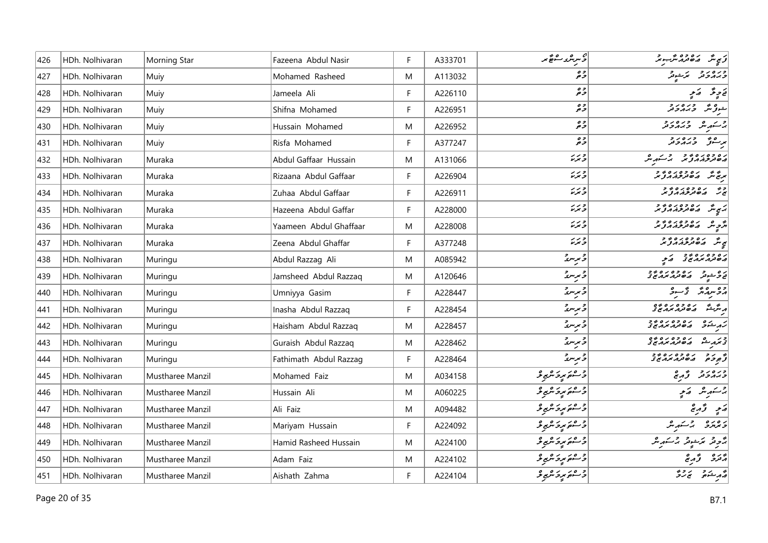| 426 | HDh. Nolhivaran | Morning Star | Fazeena Abdul Nasir | F | A333701 | ޕްމޯރނިންގ ސްޓާރ | ފަޒީނާ އަބްދުލްނާޞިރު |
|---|---|---|---|---|---|---|---|
| 427 | HDh. Nolhivaran | Muiy | Mohamed Rasheed | M | A113032 | މުއި | މުހައްމަދު ރަޝީދު |
| 428 | HDh. Nolhivaran | Muiy | Jameela Ali | F | A226110 | މުއި | ޖަމީލާ ޢަލީ |
| 429 | HDh. Nolhivaran | Muiy | Shifna Mohamed | F | A226951 | މުއި | ޝިފްނާ މުހައްމަދު |
| 430 | HDh. Nolhivaran | Muiy | Hussain Mohamed | M | A226952 | މުއި | ހުސައިން މުހައްމަދު |
| 431 | HDh. Nolhivaran | Muiy | Risfa Mohamed | F | A377247 | މުއި | ރިސްފާ މުހައްމަދު |
| 432 | HDh. Nolhivaran | Muraka | Abdul Gaffaar Hussain | M | A131066 | މުރަކަ | އަބްދުލްޣައްފާރު ހުސައިން |
| 433 | HDh. Nolhivaran | Muraka | Rizaana Abdul Gaffaar | F | A226904 | މުރަކަ | ރިޒާނާ އަބްދުލްޣައްފާރު |
| 434 | HDh. Nolhivaran | Muraka | Zuhaa Abdul Gaffaar | F | A226911 | މުރަކަ | ޒުހާ އަބްދުލްޣައްފާރު |
| 435 | HDh. Nolhivaran | Muraka | Hazeena Abdul Gaffar | F | A228000 | މުރަކަ | ހަޒީނާ އަބްދުލްޣައްފާރު |
| 436 | HDh. Nolhivaran | Muraka | Yaameen Abdul Ghaffaar | M | A228008 | މުރަކަ | ޔާމީން އަބްދުލްޣައްފާރު |
| 437 | HDh. Nolhivaran | Muraka | Zeena Abdul Ghaffar | F | A377248 | މުރަކަ | ޒީނާ އަބްދުލްޣައްފާރު |
| 438 | HDh. Nolhivaran | Muringu | Abdul Razzag Ali | M | A085942 | މުރިނގު | އަބްދުއްރައްޒާގު ޢަލީ |
| 439 | HDh. Nolhivaran | Muringu | Jamsheed Abdul Razzaq | M | A120646 | މުރިނގު | ޖަމްޝީދު އަބްދުއްރައްޒާގު |
| 440 | HDh. Nolhivaran | Muringu | Umniyya Gasim | F | A228447 | މުރިނގު | އުމްނިއްޔާ ޤާސިމް |
| 441 | HDh. Nolhivaran | Muringu | Inasha Abdul Razzaq | F | A228454 | މުރިނގު | އިނާޝާ އަބްދުއްރައްޒާޤު |
| 442 | HDh. Nolhivaran | Muringu | Haisham Abdul Razzaq | M | A228457 | މުރިނގު | ހައިޝަމް އަބްދުއްރައްޒާޤު |
| 443 | HDh. Nolhivaran | Muringu | Guraish Abdul Razzaq | M | A228462 | މުރިނގު | ގުރައިޝް އަބްދުއްރައްޒާޤު |
| 444 | HDh. Nolhivaran | Muringu | Fathimath Abdul Razzag | F | A228464 | މުރިނގު | ފާތިމަތު އަބްދުއްރައްޒާގު |
| 445 | HDh. Nolhivaran | Mustharee Manzil | Mohamed Faiz | M | A034158 | މުސްތަރީމަންޒިލް | މުހައްމަދު ފާއިޒު |
| 446 | HDh. Nolhivaran | Mustharee Manzil | Hussain Ali | M | A060225 | މުސްތަރީމަންޒިލް | ހުސައިން ޢަލީ |
| 447 | HDh. Nolhivaran | Mustharee Manzil | Ali Faiz | M | A094482 | މުސްތަރީމަންޒިލް | ޢަލީ ފާއިޒު |
| 448 | HDh. Nolhivaran | Mustharee Manzil | Mariyam Hussain | F | A224092 | މުސްތަރީމަންޒިލް | މަރިޔަމް ހުސައިން |
| 449 | HDh. Nolhivaran | Mustharee Manzil | Hamid Rasheed Hussain | M | A224100 | މުސްތަރީމަންޒިލް | ހާމިދު ރަޝީދު ހުސައިން |
| 450 | HDh. Nolhivaran | Mustharee Manzil | Adam Faiz | M | A224102 | މުސްތަރީމަންޒިލް | އާދަމް ފާއިޒު |
| 451 | HDh. Nolhivaran | Mustharee Manzil | Aishath Zahma | F | A224104 | މުސްތަރީމަންޒިލް | އާއިޝަތު ޒަހުމާ |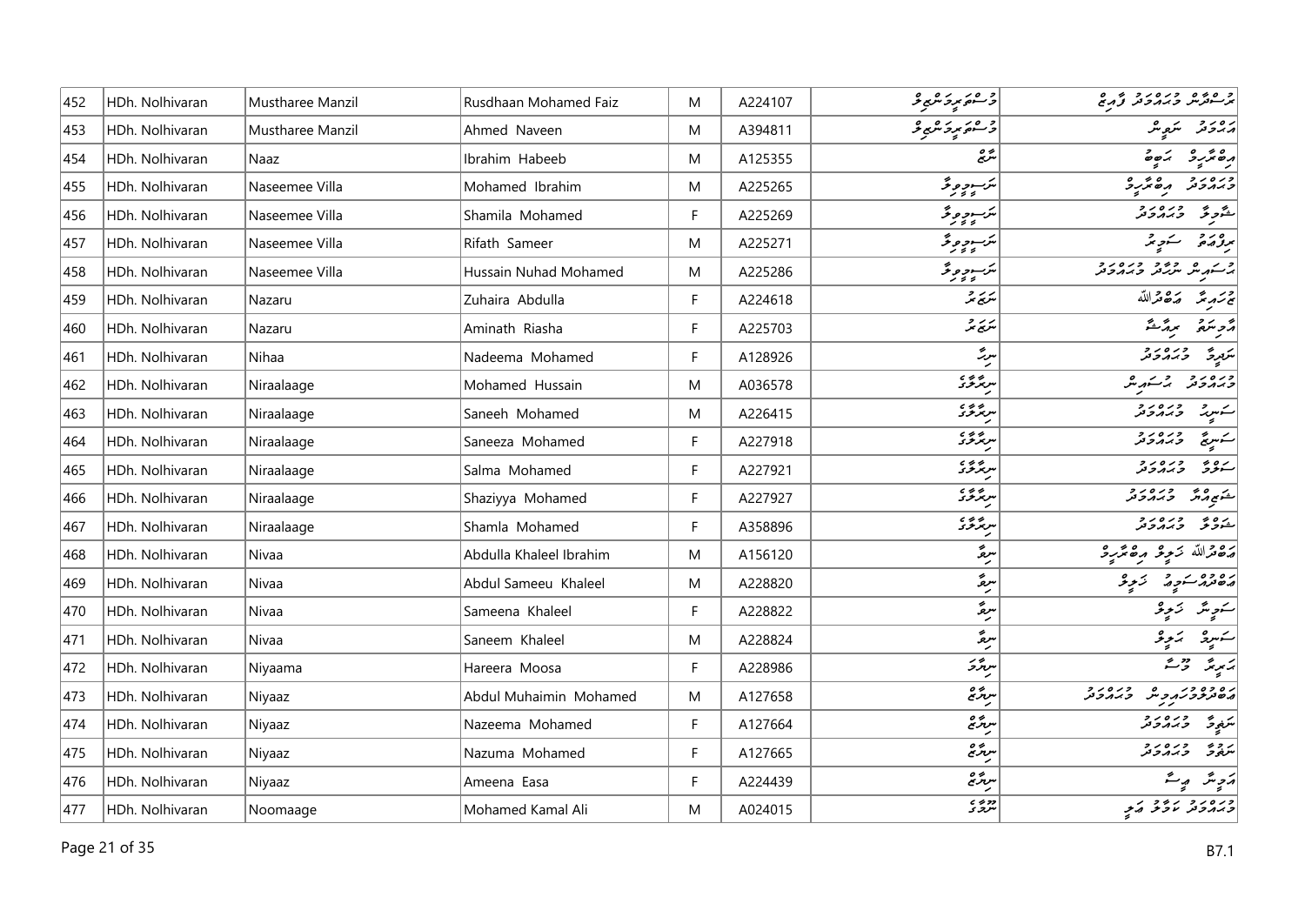| 452 | HDh. Nolhivaran | Mustharee Manzil | Rusdhaan Mohamed Faiz | M | A224107 | ދުސްތަރީމަންޒިލް | ރުސްދާން މުޙައްމަދު ފާއިޒު |
|---|---|---|---|---|---|---|---|
| 453 | HDh. Nolhivaran | Mustharee Manzil | Ahmed Naveen | M | A394811 | ދުސްތަރީމަންޒިލް | އަޙްމަދު ނަވީން |
| 454 | HDh. Nolhivaran | Naaz | Ibrahim Habeeb | M | A125355 | ނާޒް | އިބްރާހިމް ހަބީބް |
| 455 | HDh. Nolhivaran | Naseemee Villa | Mohamed Ibrahim | M | A225265 | ނަސީމީވިލާ | މުޙައްމަދު އިބްރާހިމް |
| 456 | HDh. Nolhivaran | Naseemee Villa | Shamila Mohamed | F | A225269 | ނަސީމީވިލާ | ޝާމިލާ މުޙައްމަދު |
| 457 | HDh. Nolhivaran | Naseemee Villa | Rifath Sameer | M | A225271 | ނަސީމީވިލާ | ރިފްއަތު ސަމީރު |
| 458 | HDh. Nolhivaran | Naseemee Villa | Hussain Nuhad Mohamed | M | A225286 | ނަސީމީވިލާ | ޙުސައިން ނުހާދު މުޙައްމަދު |
| 459 | HDh. Nolhivaran | Nazaru | Zuhaira Abdulla | F | A224618 | ނަޒަރު | ޒުހައިރާ އަބްދުﷲ |
| 460 | HDh. Nolhivaran | Nazaru | Aminath Riasha | F | A225703 | ނަޒަރު | އާމިނަތު ރިޔާޝާ |
| 461 | HDh. Nolhivaran | Nihaa | Nadeema Mohamed | F | A128926 | ނިހާ | ނަދީމާ މުޙައްމަދު |
| 462 | HDh. Nolhivaran | Niraalaage | Mohamed Hussain | M | A036578 | ނިރާލާގެ | މުޙައްމަދު ޙުސައިން |
| 463 | HDh. Nolhivaran | Niraalaage | Saneeh Mohamed | M | A226415 | ނިރާލާގެ | ސަނީހު މުޙައްމަދު |
| 464 | HDh. Nolhivaran | Niraalaage | Saneeza Mohamed | F | A227918 | ނިރާލާގެ | ސަނީޒާ މުޙައްމަދު |
| 465 | HDh. Nolhivaran | Niraalaage | Salma Mohamed | F | A227921 | ނިރާލާގެ | ސަލްމާ މުޙައްމަދު |
| 466 | HDh. Nolhivaran | Niraalaage | Shaziyya Mohamed | F | A227927 | ނިރާލާގެ | ޝާޒިއްޔާ މުޙައްމަދު |
| 467 | HDh. Nolhivaran | Niraalaage | Shamla Mohamed | F | A358896 | ނިރާލާގެ | ޝަމްލާ މުޙައްމަދު |
| 468 | HDh. Nolhivaran | Nivaa | Abdulla Khaleel Ibrahim | M | A156120 | ނިވާ | އަބްދުﷲ ޚަލީލް އިބްރާހިމް |
| 469 | HDh. Nolhivaran | Nivaa | Abdul Sameeu Khaleel | M | A228820 | ނިވާ | އަބްދުލްސަމީޢު ޚަލީލް |
| 470 | HDh. Nolhivaran | Nivaa | Sameena Khaleel | F | A228822 | ނިވާ | ސަމީނާ ޚަލީލް |
| 471 | HDh. Nolhivaran | Nivaa | Saneem Khaleel | M | A228824 | ނިވާ | ސަނީމް ޚަލީލް |
| 472 | HDh. Nolhivaran | Niyaama | Hareera Moosa | F | A228986 | ނިޔާމަ | ހަރީރާ މޫސާ |
| 473 | HDh. Nolhivaran | Niyaaz | Abdul Muhaimin Mohamed | M | A127658 | ނިޔާޒް | އަބްދުލްމުހައިމިން މުޙައްމަދު |
| 474 | HDh. Nolhivaran | Niyaaz | Nazeema Mohamed | F | A127664 | ނިޔާޒް | ނަޒީމާ މުޙައްމަދު |
| 475 | HDh. Nolhivaran | Niyaaz | Nazuma Mohamed | F | A127665 | ނިޔާޒް | ނަޒުމާ މުޙައްމަދު |
| 476 | HDh. Nolhivaran | Niyaaz | Ameena Easa | F | A224439 | ނިޔާޒް | އަމީނާ ޢީސާ |
| 477 | HDh. Nolhivaran | Noomaage | Mohamed Kamal Ali | M | A024015 | ނޫމާގެ | މުޙައްމަދު ކަމާލް ޢަލި |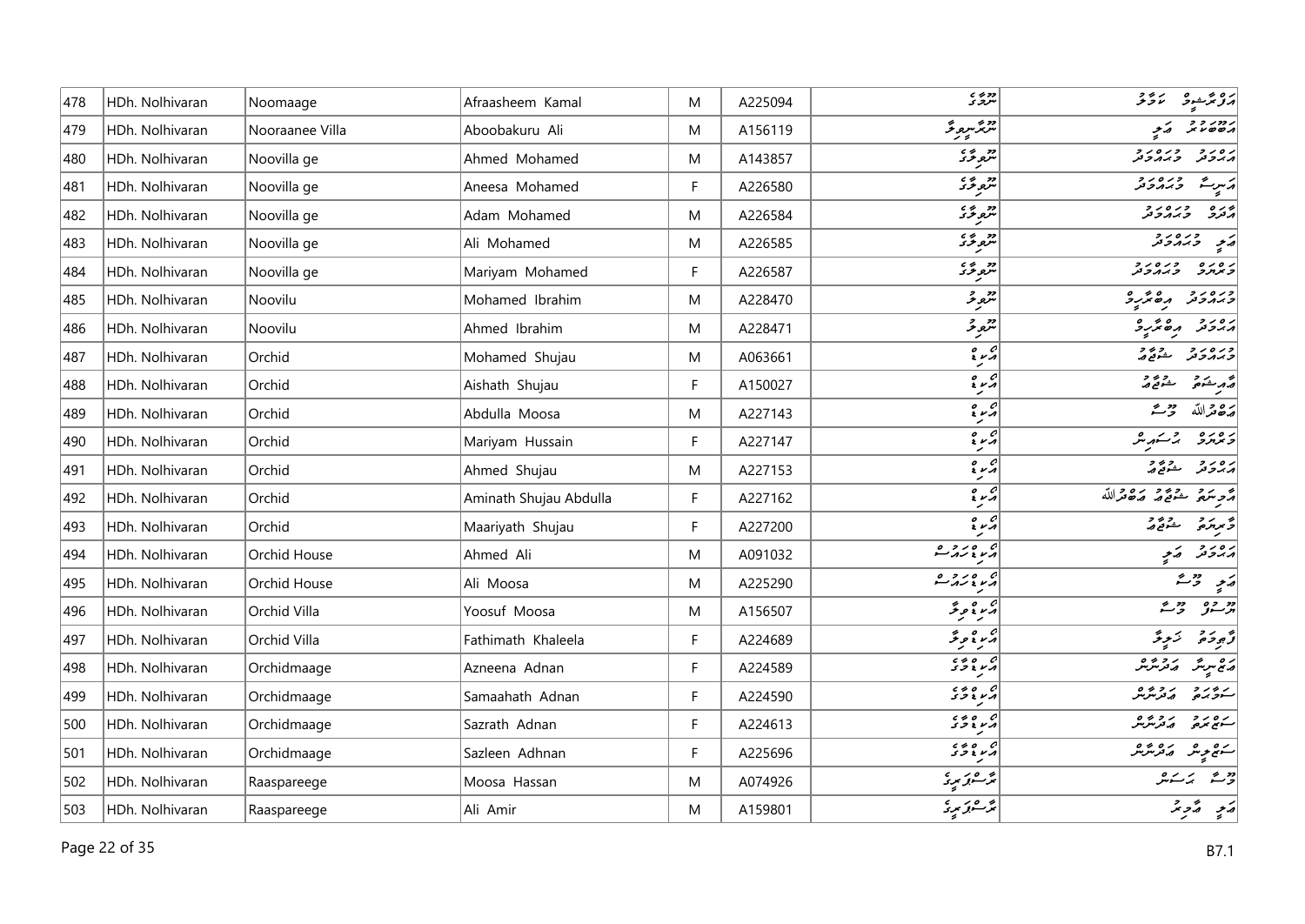| 478 | HDh. Nolhivaran | Noomaage | Afraasheem Kamal | M | A225094 | ނޫމާގެ | އަފްރާޝީމް ކަމާލް |
|---|---|---|---|---|---|---|---|
| 479 | HDh. Nolhivaran | Nooraanee Villa | Aboobakuru Ali | M | A156119 | ނޫރާނީވިލާ | އަބޫބަކުރު އަލި |
| 480 | HDh. Nolhivaran | Noovilla ge | Ahmed Mohamed | M | A143857 | ނޫވިލާގެ | އަހުމަދު މުހައްމަދު |
| 481 | HDh. Nolhivaran | Noovilla ge | Aneesa Mohamed | F | A226580 | ނޫވިލާގެ | އަނީސާ މުހައްމަދު |
| 482 | HDh. Nolhivaran | Noovilla ge | Adam Mohamed | M | A226584 | ނޫވިލާގެ | އާދަމް މުހައްމަދު |
| 483 | HDh. Nolhivaran | Noovilla ge | Ali Mohamed | M | A226585 | ނޫވިލާގެ | އަލި މުހައްމަދު |
| 484 | HDh. Nolhivaran | Noovilla ge | Mariyam Mohamed | F | A226587 | ނޫވިލާގެ | މަރިޔަމް މުހައްމަދު |
| 485 | HDh. Nolhivaran | Noovilu | Mohamed Ibrahim | M | A228470 | ނޫވިލު | މުހައްމަދު އިބްރާހިމް |
| 486 | HDh. Nolhivaran | Noovilu | Ahmed Ibrahim | M | A228471 | ނޫވިލު | އަހުމަދު އިބްރާހިމް |
| 487 | HDh. Nolhivaran | Orchid | Mohamed Shujau | M | A063661 | އޯކިޑް | މުހައްމަދު ޝުޖާޢު |
| 488 | HDh. Nolhivaran | Orchid | Aishath Shujau | F | A150027 | އޯކިޑް | އާއިޝަތު ޝުޖާޢު |
| 489 | HDh. Nolhivaran | Orchid | Abdulla Moosa | M | A227143 | އޯކިޑް | އަބްދުاللهُ މޫސާ |
| 490 | HDh. Nolhivaran | Orchid | Mariyam Hussain | F | A227147 | އޯކިޑް | މަރިޔަމް ހުސައިން |
| 491 | HDh. Nolhivaran | Orchid | Ahmed Shujau | M | A227153 | އޯކިޑް | އަހުމަދު ޝުޖާޢު |
| 492 | HDh. Nolhivaran | Orchid | Aminath Shujau Abdulla | F | A227162 | އޯކިޑް | އާމިނަތު ޝުޖާޢު އަބްދުاللهُ |
| 493 | HDh. Nolhivaran | Orchid | Maariyath Shujau | F | A227200 | އޯކިޑް | މާރިޔަތު ޝުޖާޢު |
| 494 | HDh. Nolhivaran | Orchid House | Ahmed Ali | M | A091032 | އޯކިޑްހައުސް | އަހުމަދު އަލި |
| 495 | HDh. Nolhivaran | Orchid House | Ali Moosa | M | A225290 | އޯކިޑްހައުސް | އަލި މޫސާ |
| 496 | HDh. Nolhivaran | Orchid Villa | Yoosuf Moosa | M | A156507 | އޯކިޑްވިލާ | ޔޫސުފު މޫސާ |
| 497 | HDh. Nolhivaran | Orchid Villa | Fathimath Khaleela | F | A224689 | އޯކިޑްވިލާ | ފާތިމަތު ޚަލީލާ |
| 498 | HDh. Nolhivaran | Orchidmaage | Azneena Adnan | F | A224589 | އޯކިޑްމާގެ | އަޒްނީނާ އަދުނާން |
| 499 | HDh. Nolhivaran | Orchidmaage | Samaahath Adnan | F | A224590 | އޯކިޑްމާގެ | ސަމާހަތު އަދުނާން |
| 500 | HDh. Nolhivaran | Orchidmaage | Sazrath Adnan | F | A224613 | އޯކިޑްމާގެ | ސަޒްރަތު އަދުނާން |
| 501 | HDh. Nolhivaran | Orchidmaage | Sazleen Adhnan | F | A225696 | އޯކިޑްމާގެ | ސަޒްލީން އަދުނާން |
| 502 | HDh. Nolhivaran | Raaspareege | Moosa Hassan | M | A074926 | ރާސްޕަރީގެ | މޫސާ ހަސަން |
| 503 | HDh. Nolhivaran | Raaspareege | Ali Amir | M | A159801 | ރާސްޕަރީގެ | އަލި އާމިރު |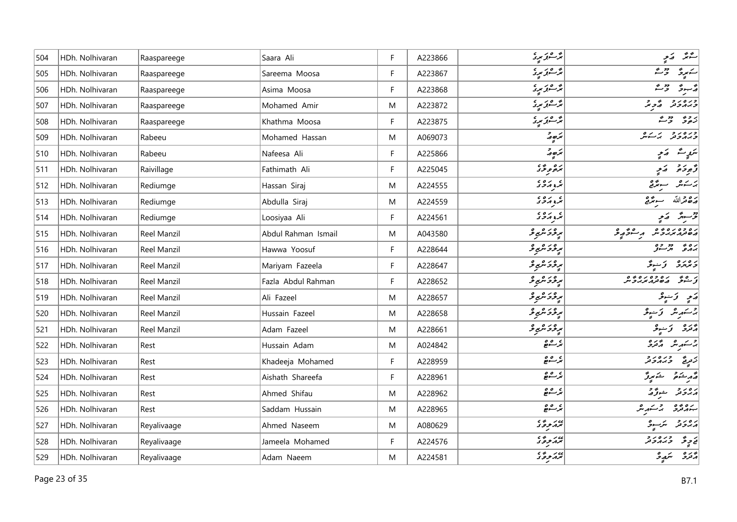| 504 | HDh. Nolhivaran | Raaspareege | Saara Ali | F | A223866 | ޕްރާސްޕަރީގެ | ސާރާ އަލި |
|---|---|---|---|---|---|---|---|
| 505 | HDh. Nolhivaran | Raaspareege | Sareema Moosa | F | A223867 | ރާސްޕަރީގެ | ސަރީމާ މޫސާ |
| 506 | HDh. Nolhivaran | Raaspareege | Asima Moosa | F | A223868 | ރާސްޕަރީގެ | އާސިމާ މޫސާ |
| 507 | HDh. Nolhivaran | Raaspareege | Mohamed Amir | M | A223872 | ރާސްޕަރީގެ | މުހައްމަދު އާމިރު |
| 508 | HDh. Nolhivaran | Raaspareege | Khathma Moosa | F | A223875 | ރާސްޕަރީގެ | ޚަތުމާ މޫސާ |
| 509 | HDh. Nolhivaran | Rabeeu | Mohamed Hassan | M | A069073 | ރަބީޢު | މުހައްމަދު ހަސަން |
| 510 | HDh. Nolhivaran | Rabeeu | Nafeesa Ali | F | A225866 | ރަބީޢު | ނަފީސާ އަލި |
| 511 | HDh. Nolhivaran | Raivillage | Fathimath Ali | F | A225045 | ރައިވިލެޖް | ފާތިމަތު އަލި |
| 512 | HDh. Nolhivaran | Rediumge | Hassan Siraj | M | A224555 | ރެޑިއަމްގެ | ހަސަން ސިރާޖު |
| 513 | HDh. Nolhivaran | Rediumge | Abdulla Siraj | M | A224559 | ރެޑިއަމްގެ | އަބްދުﷲ ސިރާޖު |
| 514 | HDh. Nolhivaran | Rediumge | Loosiyaa Ali | F | A224561 | ރެޑިއަމްގެ | ލޫސިޔާ އަލި |
| 515 | HDh. Nolhivaran | Reel Manzil | Abdul Rahman Ismail | M | A043580 | ރީލްމަންޒިލް | އަބްދުއްރަޙްމާން އިސްމާޢީލް |
| 516 | HDh. Nolhivaran | Reel Manzil | Hawwa Yoosuf | F | A228644 | ރީލްމަންޒިލް | ހައްވާ ޔޫސުފު |
| 517 | HDh. Nolhivaran | Reel Manzil | Mariyam Fazeela | F | A228647 | ރީލްމަންޒިލް | މަރިޔަމް ފަޒީލާ |
| 518 | HDh. Nolhivaran | Reel Manzil | Fazla Abdul Rahman | F | A228652 | ރީލްމަންޒިލް | ފަޟްލާ އަބްދުއްރަޙްމާން |
| 519 | HDh. Nolhivaran | Reel Manzil | Ali Fazeel | M | A228657 | ރީލްމަންޒިލް | އަލި ފަޒީލް |
| 520 | HDh. Nolhivaran | Reel Manzil | Hussain Fazeel | M | A228658 | ރީލްމަންޒިލް | ހުސައިން ފަޒީލް |
| 521 | HDh. Nolhivaran | Reel Manzil | Adam Fazeel | M | A228661 | ރީލްމަންޒިލް | އާދަމް ފަޒީލް |
| 522 | HDh. Nolhivaran | Rest | Hussain Adam | M | A024842 | ރެސްޓް | ހުސައިން އާދަމް |
| 523 | HDh. Nolhivaran | Rest | Khadeeja Mohamed | F | A228959 | ރެސްޓް | ޚަދީޖާ މުހައްމަދު |
| 524 | HDh. Nolhivaran | Rest | Aishath Shareefa | F | A228961 | ރެސްޓް | އާއިޝަތު ޝަރީފާ |
| 525 | HDh. Nolhivaran | Rest | Ahmed Shifau | M | A228962 | ރެސްޓް | އަހުމަދު ޝިފާއު |
| 526 | HDh. Nolhivaran | Rest | Saddam Hussain | M | A228965 | ރެސްޓް | ސައްދާމް ހުސައިން |
| 527 | HDh. Nolhivaran | Reyalivaage | Ahmed Naseem | M | A080629 | ރެޔަލިވާގެ | އަހުމަދު ނަސީމް |
| 528 | HDh. Nolhivaran | Reyalivaage | Jameela Mohamed | F | A224576 | ރެޔަލިވާގެ | ޖަމީލާ މުހައްމަދު |
| 529 | HDh. Nolhivaran | Reyalivaage | Adam Naeem | M | A224581 | ރެޔަލިވާގެ | އާދަމް ނަޢީމް |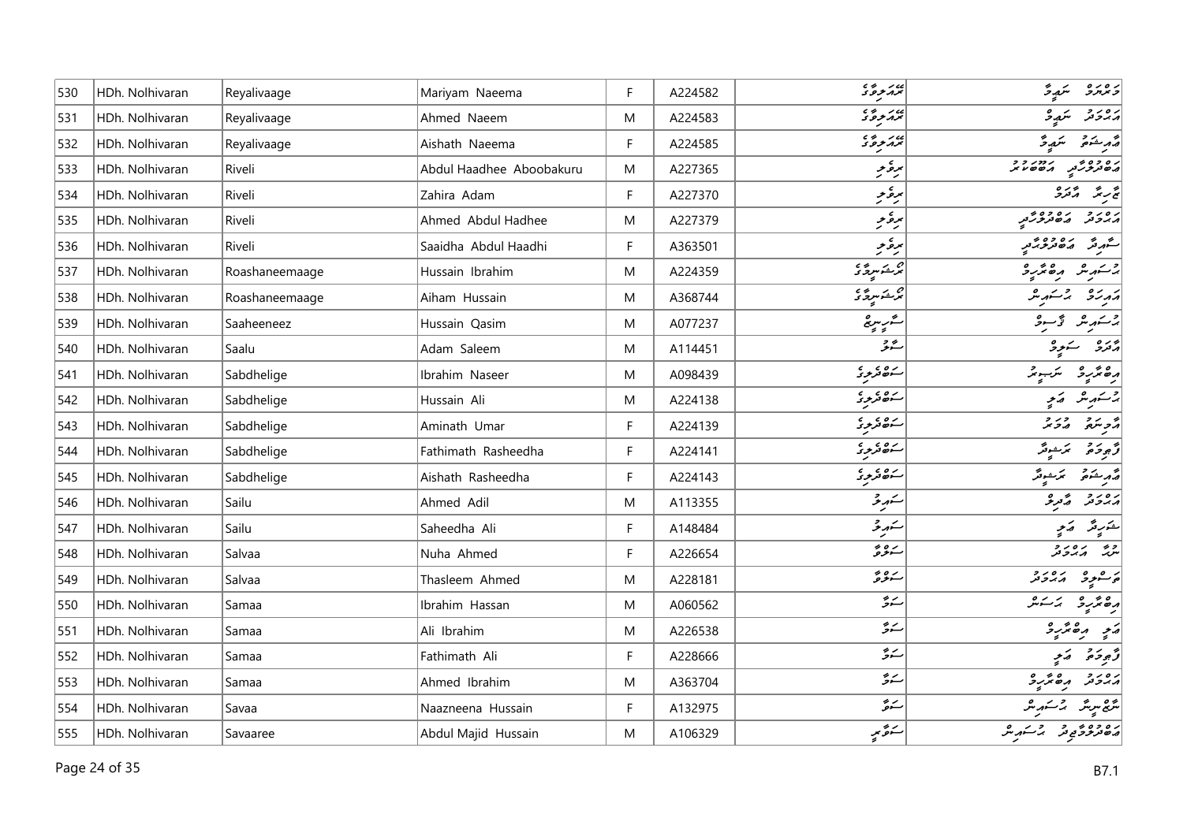| 530 | HDh. Nolhivaran | Reyalivaage | Mariyam Naeema | F | A224582 | ޜރެޔަލިވާގެ | މަރިޔަމް ނައީމާ |
|---|---|---|---|---|---|---|---|
| 531 | HDh. Nolhivaran | Reyalivaage | Ahmed Naeem | M | A224583 | ރެޔަލިވާގެ | އަޙްމަދު ނައީމް |
| 532 | HDh. Nolhivaran | Reyalivaage | Aishath Naeema | F | A224585 | ރެޔަލިވާގެ | އައިޝަތު ނައީމާ |
| 533 | HDh. Nolhivaran | Riveli | Abdul Haadhee Aboobakuru | M | A227365 | ރިވެލި | އަބްދުލްހާދީ އަބޫބަކުރު |
| 534 | HDh. Nolhivaran | Riveli | Zahira Adam | F | A227370 | ރިވެލި | ޒާހިރާ އާދަމް |
| 535 | HDh. Nolhivaran | Riveli | Ahmed Abdul Hadhee | M | A227379 | ރިވެލި | އަޙްމަދު އަބްދުލްހާދީ |
| 536 | HDh. Nolhivaran | Riveli | Saaidha Abdul Haadhi | F | A363501 | ރިވެލި | ސާއިދާ އަބްދުލްހާދީ |
| 537 | HDh. Nolhivaran | Roashaneemaage | Hussain Ibrahim | M | A224359 | ރޯޝަނީމާގެ | ޙުސައިން އިބްރާހީމް |
| 538 | HDh. Nolhivaran | Roashaneemaage | Aiham Hussain | M | A368744 | ރޯޝަނީމާގެ | އައިހަމް ޙުސައިން |
| 539 | HDh. Nolhivaran | Saaheeneez | Hussain Qasim | M | A077237 | ސާހީނީޒް | ޙުސައިން ޤާސިމް |
| 540 | HDh. Nolhivaran | Saalu | Adam Saleem | M | A114451 | ސާލު | އާދަމް ސަލީމް |
| 541 | HDh. Nolhivaran | Sabdhelige | Ibrahim Naseer | M | A098439 | ސަބްދެލިގެ | އިބްރާހީމް ނަސީރު |
| 542 | HDh. Nolhivaran | Sabdhelige | Hussain Ali | M | A224138 | ސަބްދެލިގެ | ޙުސައިން އަލީ |
| 543 | HDh. Nolhivaran | Sabdhelige | Aminath Umar | F | A224139 | ސަބްދެލިގެ | އާމިނަތު އުމަރު |
| 544 | HDh. Nolhivaran | Sabdhelige | Fathimath Rasheedha | F | A224141 | ސަބްދެލިގެ | ފާތިމަތު ރަޝީދާ |
| 545 | HDh. Nolhivaran | Sabdhelige | Aishath Rasheedha | F | A224143 | ސަބްދެލިގެ | އައިޝަތު ރަޝީދާ |
| 546 | HDh. Nolhivaran | Sailu | Ahmed Adil | M | A113355 | ސައިލު | އަޙްމަދު އާދިލް |
| 547 | HDh. Nolhivaran | Sailu | Saheedha Ali | F | A148484 | ސައިލު | ޝަހީދާ އަލީ |
| 548 | HDh. Nolhivaran | Salvaa | Nuha Ahmed | F | A226654 | ސަލްވާ | ނުހާ އަޙްމަދު |
| 549 | HDh. Nolhivaran | Salvaa | Thasleem Ahmed | M | A228181 | ސަލްވާ | ތަސްލީމް އަޙްމަދު |
| 550 | HDh. Nolhivaran | Samaa | Ibrahim Hassan | M | A060562 | ސަމާ | އިބްރާހީމް ޙަސަން |
| 551 | HDh. Nolhivaran | Samaa | Ali Ibrahim | M | A226538 | ސަމާ | އަލީ އިބްރާހީމް |
| 552 | HDh. Nolhivaran | Samaa | Fathimath Ali | F | A228666 | ސަމާ | ފާތިމަތު އަލީ |
| 553 | HDh. Nolhivaran | Samaa | Ahmed Ibrahim | M | A363704 | ސަމާ | އަޙްމަދު އިބްރާހީމް |
| 554 | HDh. Nolhivaran | Savaa | Naazneena Hussain | F | A132975 | ސަވާ | ނާޒްނީނާ ޙުސައިން |
| 555 | HDh. Nolhivaran | Savaaree | Abdul Majid Hussain | M | A106329 | ސަވާރީ | އަބްދުލްމާޖިދު ޙުސައިން |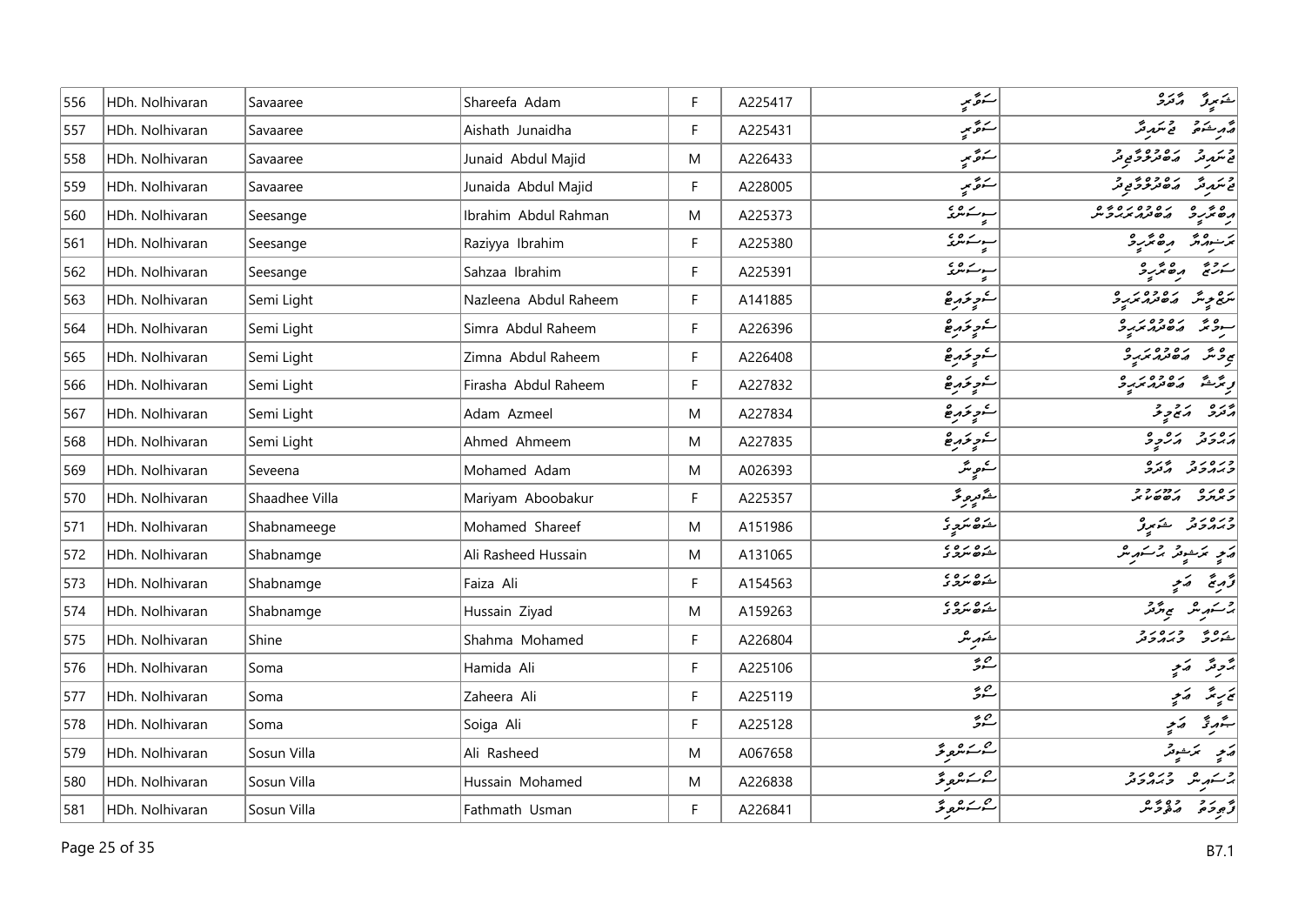| 556 | HDh. Nolhivaran | Savaaree | Shareefa Adam | F | A225417 | ސަވާރީ | ޝަރީފާ އާދަމް |
|---|---|---|---|---|---|---|---|
| 557 | HDh. Nolhivaran | Savaaree | Aishath Junaidha | F | A225431 | ސަވާރީ | އާއިޝަތު ޖުނައިދާ |
| 558 | HDh. Nolhivaran | Savaaree | Junaid Abdul Majid | M | A226433 | ސަވާރީ | ޖުނައިދު އަބްދުލްމާޖިދު |
| 559 | HDh. Nolhivaran | Savaaree | Junaida Abdul Majid | F | A228005 | ސަވާރީ | ޖުނައިދާ އަބްދުލްމާޖިދު |
| 560 | HDh. Nolhivaran | Seesange | Ibrahim Abdul Rahman | M | A225373 | ސީސަންގެ | އިބްރާހީމް އަބްދުއްރަޙްމާން |
| 561 | HDh. Nolhivaran | Seesange | Raziyya Ibrahim | F | A225380 | ސީސަންގެ | ރަޟިއްޔާ އިބްރާހީމް |
| 562 | HDh. Nolhivaran | Seesange | Sahzaa Ibrahim | F | A225391 | ސީސަންގެ | ސަހްޒާ އިބްރާހީމް |
| 563 | HDh. Nolhivaran | Semi Light | Nazleena Abdul Raheem | F | A141885 | ސެމިލައިޓް | ނަޒްލީނާ އަބްދުއްރަޙީމް |
| 564 | HDh. Nolhivaran | Semi Light | Simra Abdul Raheem | F | A226396 | ސެމިލައިޓް | ސިމްރާ އަބްދުއްރަޙީމް |
| 565 | HDh. Nolhivaran | Semi Light | Zimna Abdul Raheem | F | A226408 | ސެމިލައިޓް | ޒިމްނާ އަބްދުއްރަޙީމް |
| 566 | HDh. Nolhivaran | Semi Light | Firasha Abdul Raheem | F | A227832 | ސެމިލައިޓް | ފިރާޝާ އަބްދުއްރަޙީމް |
| 567 | HDh. Nolhivaran | Semi Light | Adam Azmeel | M | A227834 | ސެމިލައިޓް | އާދަމް އަޒްމީލް |
| 568 | HDh. Nolhivaran | Semi Light | Ahmed Ahmeem | M | A227835 | ސެމިލައިޓް | އަޙްމަދު އަޙްމީމް |
| 569 | HDh. Nolhivaran | Seveena | Mohamed Adam | M | A026393 | ސެވީނާ | މުޙައްމަދު އާދަމް |
| 570 | HDh. Nolhivaran | Shaadhee Villa | Mariyam Aboobakur | F | A225357 | ޝާދީވިލާ | މަރިޔަމް އަބޫބަކުރު |
| 571 | HDh. Nolhivaran | Shabnameege | Mohamed Shareef | M | A151986 | ޝަބްނަމީގެ | މުޙައްމަދު ޝަރީފު |
| 572 | HDh. Nolhivaran | Shabnamge | Ali Rasheed Hussain | M | A131065 | ޝަބްނަމްގެ | އަލީ ރަޝީދު ޙުސައިން |
| 573 | HDh. Nolhivaran | Shabnamge | Faiza Ali | F | A154563 | ޝަބްނަމްގެ | ފާއިޒާ އަލީ |
| 574 | HDh. Nolhivaran | Shabnamge | Hussain Ziyad | M | A159263 | ޝަބްނަމްގެ | ޙުސައިން ޒިޔާދު |
| 575 | HDh. Nolhivaran | Shine | Shahma Mohamed | F | A226804 | ޝައިން | ޝަހްމާ މުޙައްމަދު |
| 576 | HDh. Nolhivaran | Soma | Hamida Ali | F | A225106 | ސޯމާ | ހާމިދާ އަލީ |
| 577 | HDh. Nolhivaran | Soma | Zaheera Ali | F | A225119 | ސޯމާ | ޒަހީރާ އަލީ |
| 578 | HDh. Nolhivaran | Soma | Soiga Ali | F | A225128 | ސޯމާ | ސޮއިގާ އަލީ |
| 579 | HDh. Nolhivaran | Sosun Villa | Ali Rasheed | M | A067658 | ސޮސަންވިލާ | އަލީ ރަޝީދު |
| 580 | HDh. Nolhivaran | Sosun Villa | Hussain Mohamed | M | A226838 | ސޮސަންވިލާ | ޙުސައިން މުޙައްމަދު |
| 581 | HDh. Nolhivaran | Sosun Villa | Fathmath Usman | F | A226841 | ސޮސަންވިލާ | ފާތިމަތު ޢުثްމާން |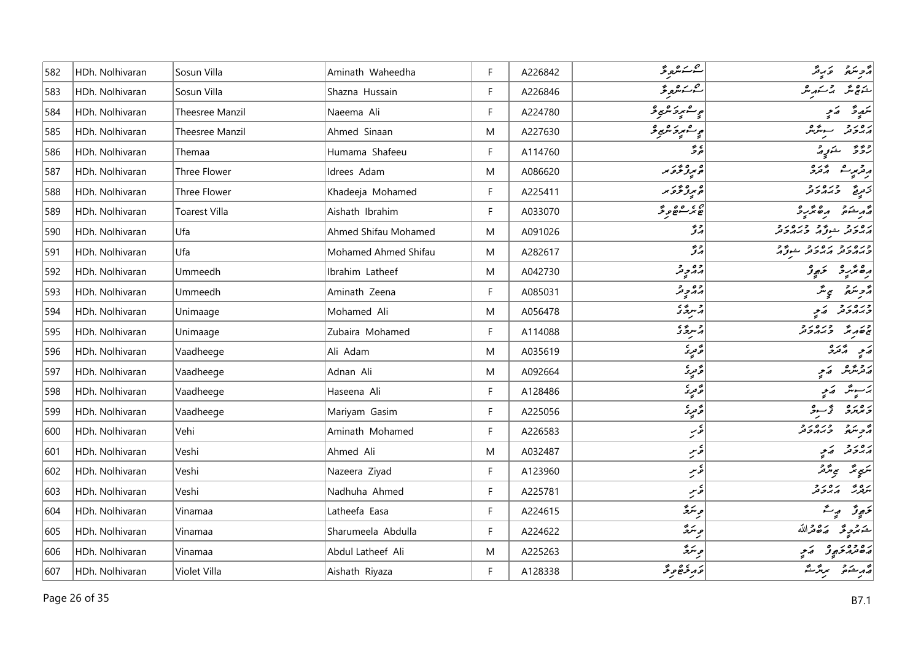| 582 | HDh. Nolhivaran | Sosun Villa | Aminath Waheedha | F | A226842 | ސޯސަންވިލާ | އާމިނަތު ވަހީދާ |
|---|---|---|---|---|---|---|---|
| 583 | HDh. Nolhivaran | Sosun Villa | Shazna Hussain | F | A226846 | ސޯސަންވިލާ | ޝަޒްނާ ހުސައިން |
| 584 | HDh. Nolhivaran | Theesree Manzil | Naeema Ali | F | A224780 | ތީސްރީމަންޒިލް | ނައީމާ އަލި |
| 585 | HDh. Nolhivaran | Theesree Manzil | Ahmed Sinaan | M | A227630 | ތީސްރީމަންޒިލް | އަޙްމަދު ސިނާން |
| 586 | HDh. Nolhivaran | Themaa | Humama Shafeeu | F | A114760 | ތެމާ | ހުމާމާ ޝަފީއު |
| 587 | HDh. Nolhivaran | Three Flower | Idrees Adam | M | A086620 | ތްރީފްލަވަރ | އިދްރީސް އާދަމް |
| 588 | HDh. Nolhivaran | Three Flower | Khadeeja Mohamed | F | A225411 | ތްރީފްލަވަރ | ޚަދީޖާ މުޙައްމަދު |
| 589 | HDh. Nolhivaran | Toarest Villa | Aishath Ibrahim | F | A033070 | ޓޯރެސްޓްވިލާ | އައިޝަތު އިބްރާހީމް |
| 590 | HDh. Nolhivaran | Ufa | Ahmed Shifau Mohamed | M | A091026 | އުފާ | އަޙްމަދު ޝިފާއު މުޙައްމަދު |
| 591 | HDh. Nolhivaran | Ufa | Mohamed Ahmed Shifau | M | A282617 | އުފާ | މުޙައްމަދު އަޙްމަދު ޝިފާއު |
| 592 | HDh. Nolhivaran | Ummeedh | Ibrahim Latheef | M | A042730 | އުއްމީދު | އިބްރާހީމް ލަތީފް |
| 593 | HDh. Nolhivaran | Ummeedh | Aminath Zeena | F | A085031 | އުއްމީދު | އާމިނަތު ޒީނާ |
| 594 | HDh. Nolhivaran | Unimaage | Mohamed Ali | M | A056478 | އުނިމާގެ | މުޙައްމަދު އަލި |
| 595 | HDh. Nolhivaran | Unimaage | Zubaira Mohamed | F | A114088 | އުނިމާގެ | ޒުބައިރާ މުޙައްމަދު |
| 596 | HDh. Nolhivaran | Vaadheege | Ali Adam | M | A035619 | ވާދީގެ | އަލި އާދަމް |
| 597 | HDh. Nolhivaran | Vaadheege | Adnan Ali | M | A092664 | ވާދީގެ | އަދްނާން އަލި |
| 598 | HDh. Nolhivaran | Vaadheege | Haseena Ali | F | A128486 | ވާދީގެ | ހަސީނާ އަލި |
| 599 | HDh. Nolhivaran | Vaadheege | Mariyam Gasim | F | A225056 | ވާދީގެ | މަރިޔަމް ޤާސިމް |
| 600 | HDh. Nolhivaran | Vehi | Aminath Mohamed | F | A226583 | ވެހި | އާމިނަތު މުޙައްމަދު |
| 601 | HDh. Nolhivaran | Veshi | Ahmed Ali | M | A032487 | ވެށި | އަޙްމަދު އަލި |
| 602 | HDh. Nolhivaran | Veshi | Nazeera Ziyad | F | A123960 | ވެށި | ނަޒީރާ ޒިޔާދު |
| 603 | HDh. Nolhivaran | Veshi | Nadhuha Ahmed | F | A225781 | ވެށި | ނަދުހާ އަޙްމަދު |
| 604 | HDh. Nolhivaran | Vinamaa | Latheefa Easa | F | A224615 | ވިނަމާ | ލަތީފާ ޢީސާ |
| 605 | HDh. Nolhivaran | Vinamaa | Sharumeela Abdulla | F | A224622 | ވިނަމާ | ޝަރުމީލާ އަބްދުﷲ |
| 606 | HDh. Nolhivaran | Vinamaa | Abdul Latheef Ali | M | A225263 | ވިނަމާ | އަބްދުއްލަތީފް އަލި |
| 607 | HDh. Nolhivaran | Violet Villa | Aishath Riyaza | F | A128338 | ވައިލެޓްވިލާ | އައިޝަތު ރިޔާޒާ |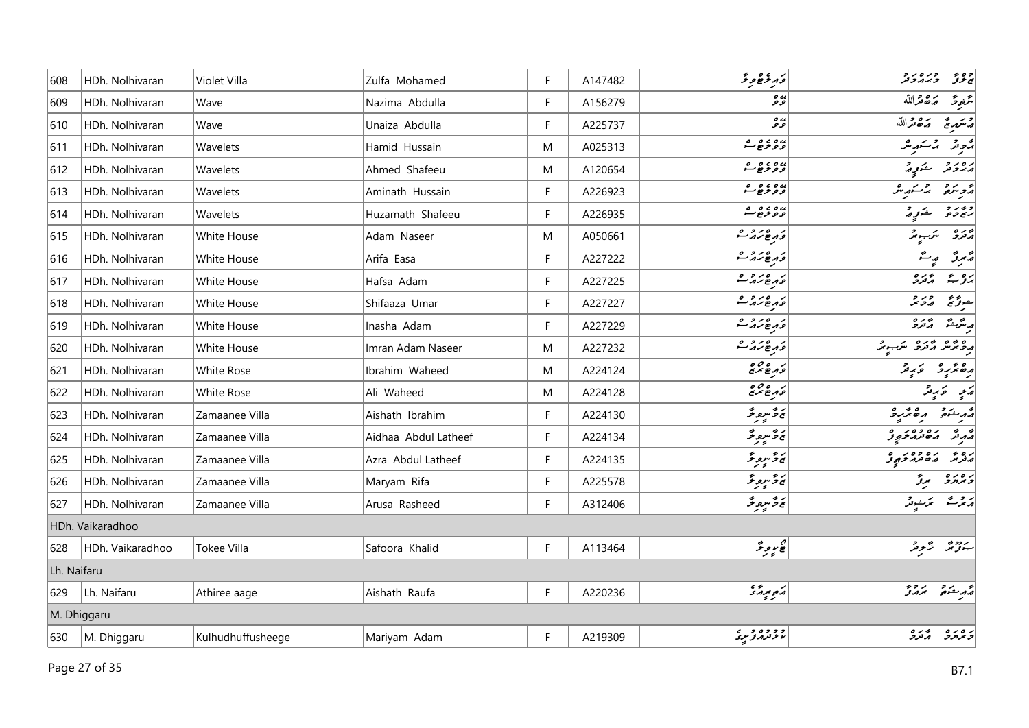| 608 | HDh. Nolhivaran | Violet Villa | Zulfa Mohamed | F | A147482 | ވައިލެޓްވިލާ | ޒުލްފާ މުހައްމަދު |
|---|---|---|---|---|---|---|---|
| 609 | HDh. Nolhivaran | Wave | Nazima Abdulla | F | A156279 | ވޭވް | ނާޒިމާ އަބްދުﷲ |
| 610 | HDh. Nolhivaran | Wave | Unaiza Abdulla | F | A225737 | ވޭވް | އުނައިޒާ އަބްދުﷲ |
| 611 | HDh. Nolhivaran | Wavelets | Hamid Hussain | M | A025313 | ވޭވްލެޓްސް | ހާމިދު ހުސައިން |
| 612 | HDh. Nolhivaran | Wavelets | Ahmed Shafeeu | M | A120654 | ވޭވްލެޓްސް | އަހުމަދު ޝަފީޢު |
| 613 | HDh. Nolhivaran | Wavelets | Aminath Hussain | F | A226923 | ވޭވްލެޓްސް | އާމިނަތު ހުސައިން |
| 614 | HDh. Nolhivaran | Wavelets | Huzamath Shafeeu | F | A226935 | ވޭވްލެޓްސް | ހުޒާމަތު ޝަފީޢު |
| 615 | HDh. Nolhivaran | White House | Adam Naseer | M | A050661 | ވައިޓްހައުސް | އާދަމް ނަސީރު |
| 616 | HDh. Nolhivaran | White House | Arifa Easa | F | A227222 | ވައިޓްހައުސް | އާރިފާ ޢީސާ |
| 617 | HDh. Nolhivaran | White House | Hafsa Adam | F | A227225 | ވައިޓްހައުސް | ހަފްސާ އާދަމް |
| 618 | HDh. Nolhivaran | White House | Shifaaza Umar | F | A227227 | ވައިޓްހައުސް | ޝިފާޒާ ޢުމަރު |
| 619 | HDh. Nolhivaran | White House | Inasha Adam | F | A227229 | ވައިޓްހައުސް | އިނާޝާ އާދަމް |
| 620 | HDh. Nolhivaran | White House | Imran Adam Naseer | M | A227232 | ވައިޓްހައުސް | އިމްރާން އާދަމް ނަސީރު |
| 621 | HDh. Nolhivaran | White Rose | Ibrahim Waheed | M | A224124 | ވައިޓްރޯޒް | އިބްރާހީމް ވަހީދު |
| 622 | HDh. Nolhivaran | White Rose | Ali Waheed | M | A224128 | ވައިޓްރޯޒް | އަލީ ވަހީދު |
| 623 | HDh. Nolhivaran | Zamaanee Villa | Aishath Ibrahim | F | A224130 | ޒަމާނީވިލާ | އާއިޝަތު އިބްރާހީމް |
| 624 | HDh. Nolhivaran | Zamaanee Villa | Aidhaa Abdul Latheef | F | A224134 | ޒަމާނީވިލާ | އާއިދާ އަބްދުލްލަޠީފް |
| 625 | HDh. Nolhivaran | Zamaanee Villa | Azra Abdul Latheef | F | A224135 | ޒަމާނީވިލާ | އަޒްރާ އަބްދުލްލަޠީފް |
| 626 | HDh. Nolhivaran | Zamaanee Villa | Maryam Rifa | F | A225578 | ޒަމާނީވިލާ | މަރްޔަމް ރިފާ |
| 627 | HDh. Nolhivaran | Zamaanee Villa | Arusa Rasheed | F | A312406 | ޒަމާނީވިލާ | އަރޫސާ ރަޝީދު |
| HDh. Vaikaradhoo | | | | | | | |
| 628 | HDh. Vaikaradhoo | Tokee Villa | Safoora Khalid | F | A113464 | ޓޯކީވިލާ | ސަފޫރާ ޚާލިދު |
| Lh. Naifaru | | | | | | | |
| 629 | Lh. Naifaru | Athiree aage | Aishath Raufa | F | A220236 | އަތިރީއާގެ | އާއިޝަތު ރައުފާ |
| M. Dhiggaru | | | | | | | |
| 630 | M. Dhiggaru | Kulhudhuffusheege | Mariyam Adam | F | A219309 | ކުޅުދުއްފުށީގެ | މަރިޔަމް އާދަމް |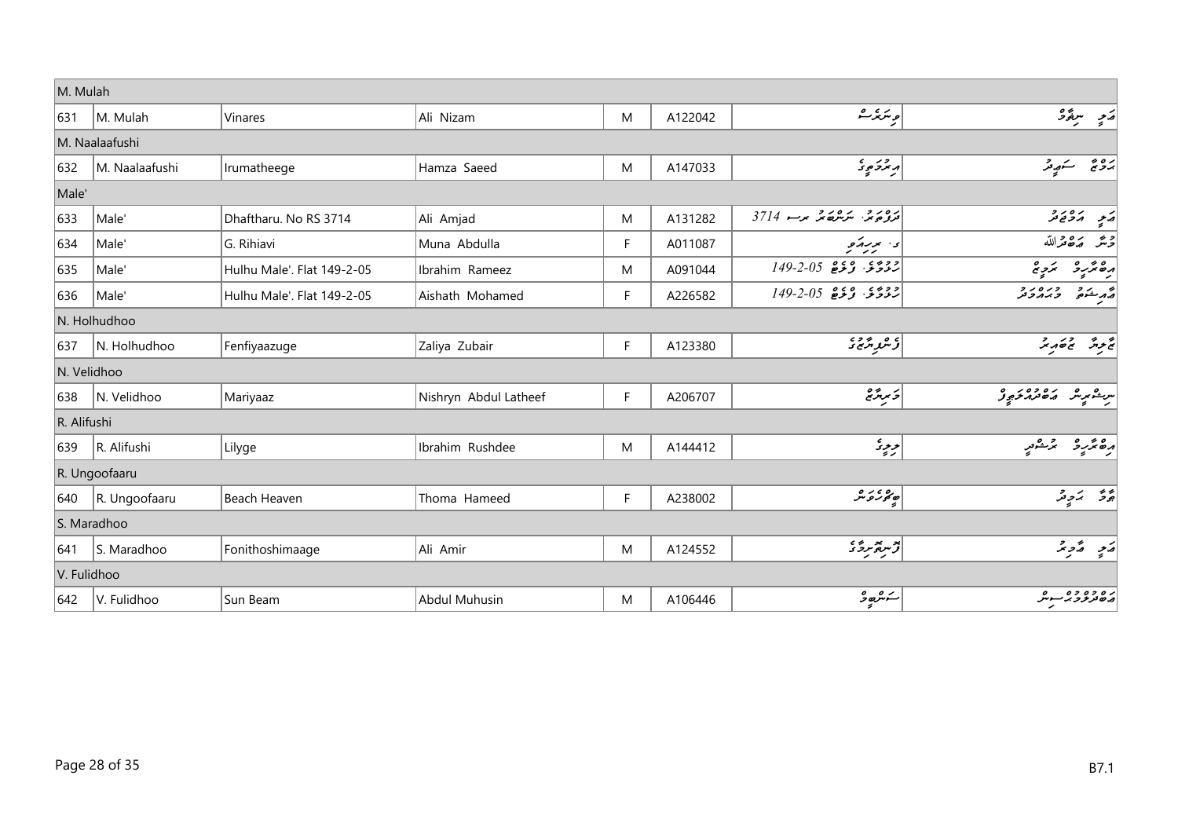| | | | | | | | |
|---|---|---|---|---|---|---|---|
| M. Mulah | | | | | | | |
| 631 | M. Mulah | Vinares | Ali Nizam | M | A122042 | ވިނަރެސް | އަލި ނިޒާމް |
| M. Naalaafushi | | | | | | | |
| 632 | M. Naalaafushi | Irumatheege | Hamza Saeed | M | A147033 | އިރުމަތީގެ | ހަމްޒާ ސަޢީދު |
| Male' | | | | | | | |
| 633 | Male' | Dhaftharu. No RS 3714 | Ali Amjad | M | A131282 | ދަފްތަރު. ނަންބަރު ރސ 3714 | އަލި އަމްޖަދު |
| 634 | Male' | G. Rihiavi | Muna Abdulla | F | A011087 | ގ. ރިހިއަވި | މުނާ އަބްދުﷲ |
| 635 | Male' | Hulhu Male'. Flat 149-2-05 | Ibrahim Rameez | M | A091044 | ހުޅުމާލެ. ފްލެޓް 149-2-05 | އިބްރާހީމް ރަމީޒު |
| 636 | Male' | Hulhu Male'. Flat 149-2-05 | Aishath Mohamed | F | A226582 | ހުޅުމާލެ. ފްލެޓް 149-2-05 | ޢާއިشަތު މުޙައްމަދު |
| N. Holhudhoo | | | | | | | |
| 637 | N. Holhudhoo | Fenfiyaazuge | Zaliya Zubair | F | A123380 | ފެންފިޔާޒުގެ | ޒާލިޔާ ޒުބައިރު |
| N. Velidhoo | | | | | | | |
| 638 | N. Velidhoo | Mariyaaz | Nishryn Abdul Latheef | F | A206707 | މަރިޔާޒް | ނިޝްރީން އަބްދުއްލަޠީފް |
| R. Alifushi | | | | | | | |
| 639 | R. Alifushi | Lilyge | Ibrahim Rushdee | M | A144412 | ލިލީގެ | އިބްރާހީމް ރުޝްދީ |
| R. Ungoofaaru | | | | | | | |
| 640 | R. Ungoofaaru | Beach Heaven | Thoma Hameed | F | A238002 | ބީޗްހެވަން | ތޯމާ ހަމީދު |
| S. Maradhoo | | | | | | | |
| 641 | S. Maradhoo | Fonithoshimaage | Ali Amir | M | A124552 | ފޮނިތޮށިމާގެ | އަލި އާމިރު |
| V. Fulidhoo | | | | | | | |
| 642 | V. Fulidhoo | Sun Beam | Abdul Muhusin | M | A106446 | ސަންބީމް | އަބްދުލްމުހުސިން |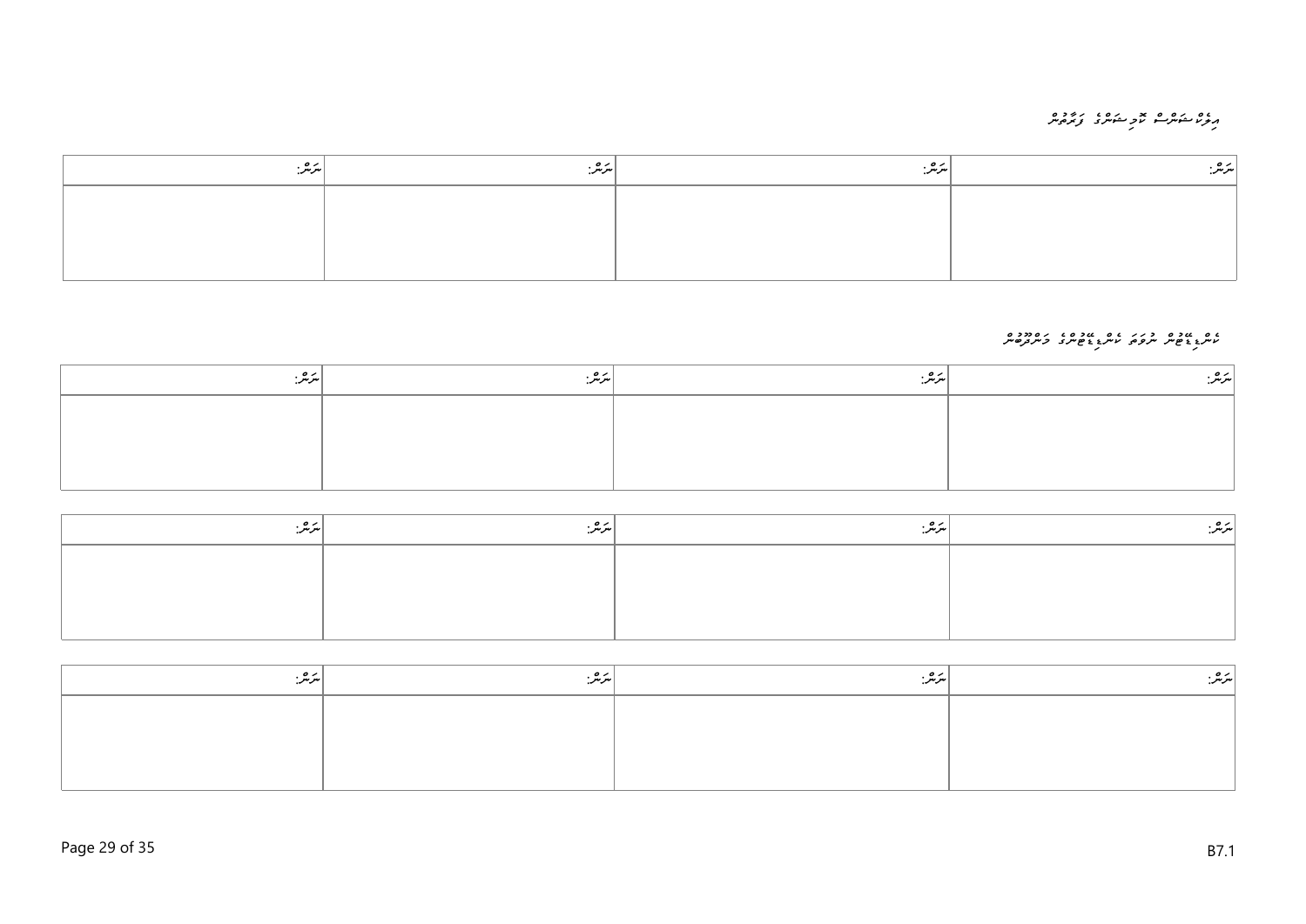ޢިލްމީ ސަނަދު ކާރިސަނަދު ފަރާތުން

| ނަންބަރު: | ނަންބަރު: | ނަންބަރު: | ނަންބަރު: |
|---|---|---|---|
| | | | |

ކުންފުނީގެ ނަމުގައި ކުންފުނީގެ މަސައްކަތް ކުރާ ފަރާތް

| ނަންބަރު: | ނަންބަރު: | ނަންބަރު: | ނަންބަރު: |
|---|---|---|---|
| | | | |

| ނަންބަރު: | ނަންބަރު: | ނަންބަރު: | ނަންބަރު: |
|---|---|---|---|
| | | | |

| ނަންބަރު: | ނަންބަރު: | ނަންބަރު: | ނަންބަރު: |
|---|---|---|---|
| | | | |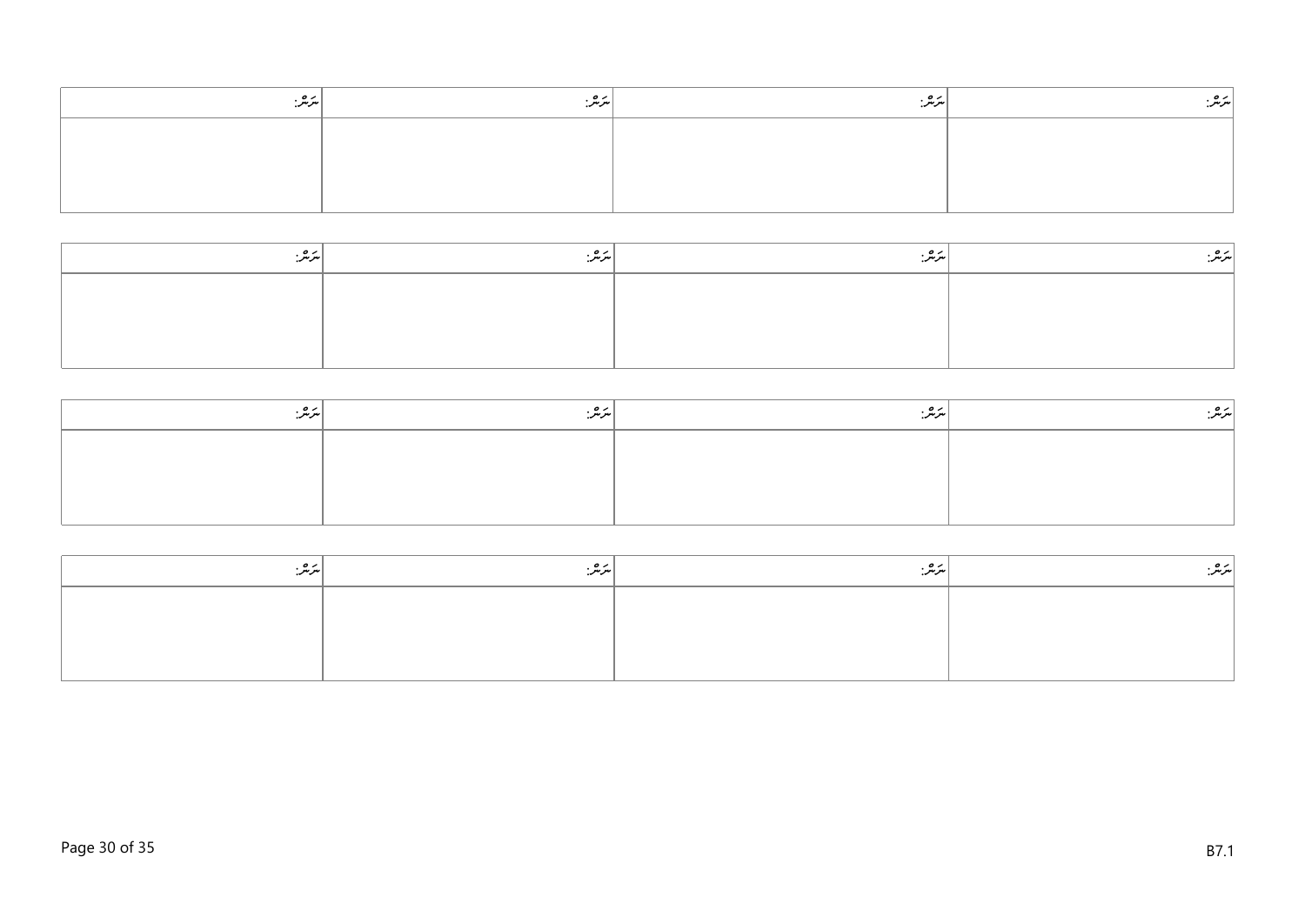| ނަރުދ: | ނަރުދ: | ނަރުދ: | ނަރުދ: |
| --- | --- | --- | --- |
| | | | |

| ނަރުދ: | ނަރުދ: | ނަރުދ: | ނަރުދ: |
| --- | --- | --- | --- |
| | | | |

| ނަރުދ: | ނަރުދ: | ނަރުދ: | ނަރުދ: |
| --- | --- | --- | --- |
| | | | |

| ނަރުދ: | ނަރުދ: | ނަރުދ: | ނަރުދ: |
| --- | --- | --- | --- |
| | | | |

B7.1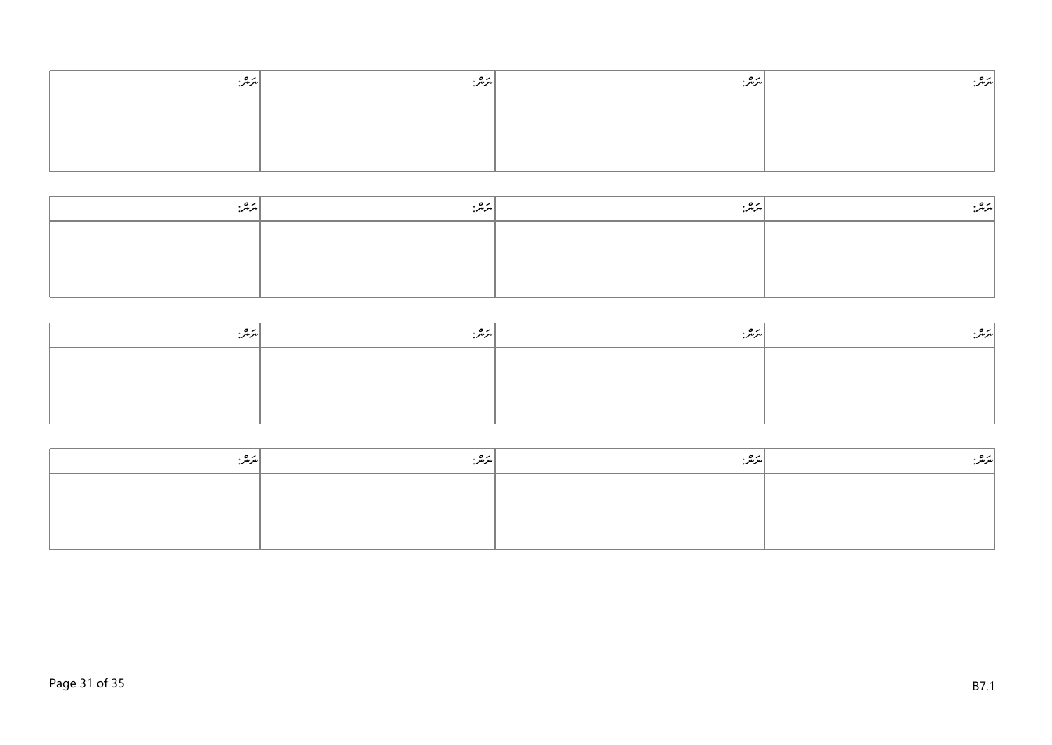| ނަރަދު: | ނަރަދު: | ނަރަދު: | ނަރަދު: |
| --- | --- | --- | --- |
| | | | |

| ނަރަދު: | ނަރަދު: | ނަރަދު: | ނަރަދު: |
| --- | --- | --- | --- |
| | | | |

| ނަރަދު: | ނަރަދު: | ނަރަދު: | ނަރަދު: |
| --- | --- | --- | --- |
| | | | |

| ނަރަދު: | ނަރަދު: | ނަރަދު: | ނަރަދު: |
| --- | --- | --- | --- |
| | | | |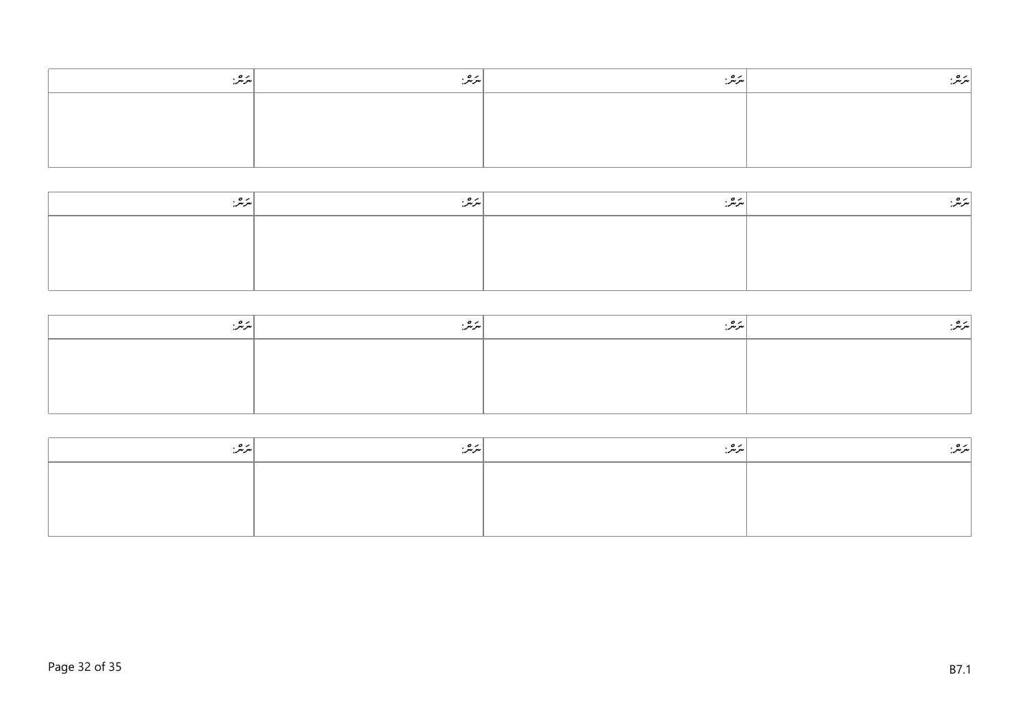| ނަރުދ. | ނަރުދ. | ނަރުދ. | ނަރުދ. |
| --- | --- | --- | --- |
| | | | |

| ނަރުދ. | ނަރުދ. | ނަރުދ. | ނަރުދ. |
| --- | --- | --- | --- |
| | | | |

| ނަރުދ. | ނަރުދ. | ނަރުދ. | ނަރުދ. |
| --- | --- | --- | --- |
| | | | |

| ނަރުދ. | ނަރުދ. | ނަރުދ. | ނަރުދ. |
| --- | --- | --- | --- |
| | | | |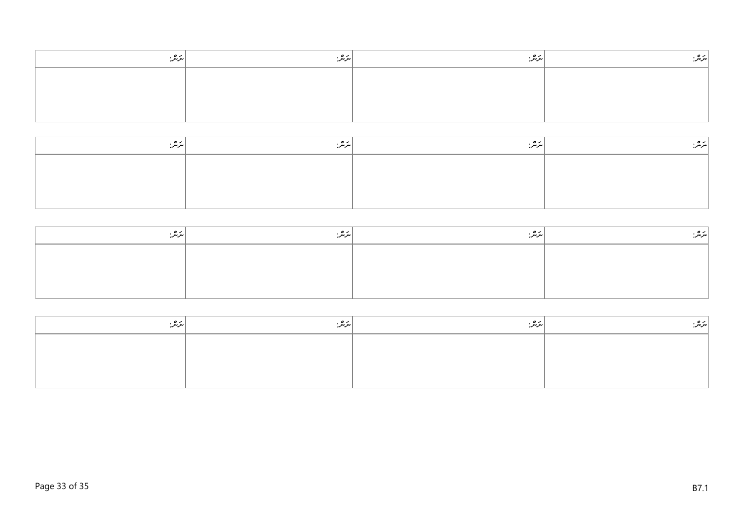| ނަރުދ: | ނަރުދ: | ނަރުދ: | ނަރުދ: |
| --- | --- | --- | --- |
| | | | |

| ނަރުދ: | ނަރުދ: | ނަރުދ: | ނަރުދ: |
| --- | --- | --- | --- |
| | | | |

| ނަރުދ: | ނަރުދ: | ނަރުދ: | ނަރުދ: |
| --- | --- | --- | --- |
| | | | |

| ނަރުދ: | ނަރުދ: | ނަރުދ: | ނަރުދ: |
| --- | --- | --- | --- |
| | | | |

B7.1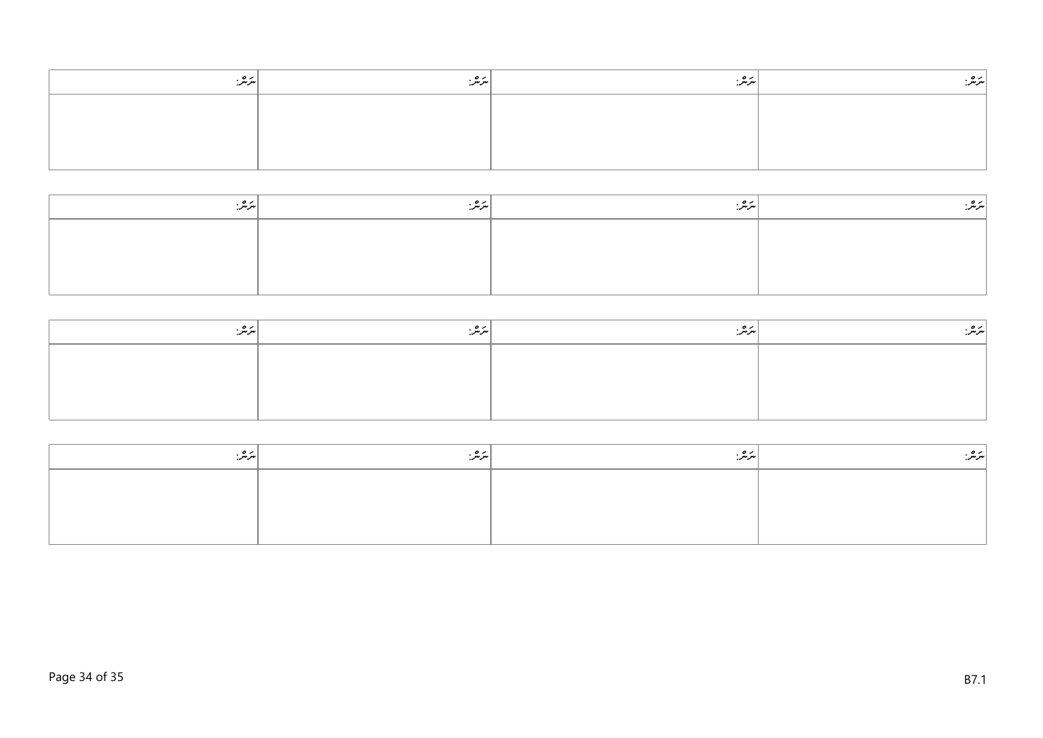| ނަރަދ: | ނަރަދ: | ނަރަދ: | ނަރަދ: |
| --- | --- | --- | --- |
|  |  |  |  |

| ނަރަދ: | ނަރަދ: | ނަރަދ: | ނަރަދ: |
| --- | --- | --- | --- |
|  |  |  |  |

| ނަރަދ: | ނަރަދ: | ނަރަދ: | ނަރަދ: |
| --- | --- | --- | --- |
|  |  |  |  |

| ނަރަދ: | ނަރަދ: | ނަރަދ: | ނަރަދ: |
| --- | --- | --- | --- |
|  |  |  |  |

B7.1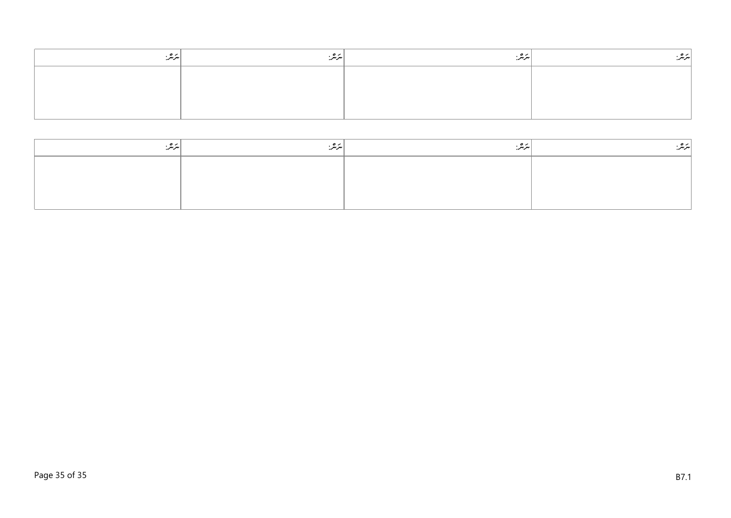| ނަރުދ: | ނަރުދ: | ނަރުދ: | ނަރުދ: |
| --- | --- | --- | --- |
| | | | |

| ނަރުދ: | ނަރުދ: | ނަރުދ: | ނަރުދ: |
| --- | --- | --- | --- |
| | | | |

B7.1